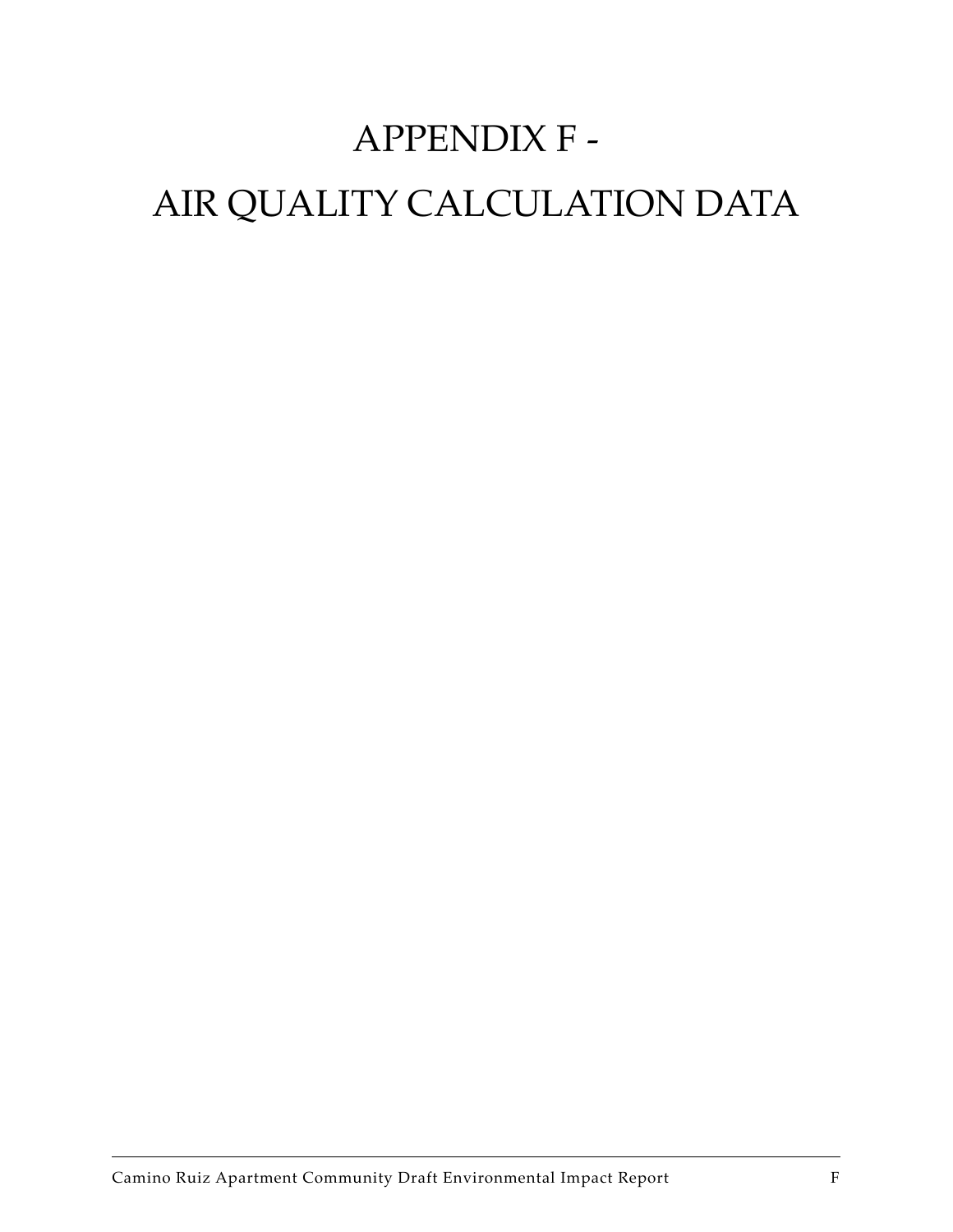# APPENDIX F -

# AIR QUALITY CALCULATION DATA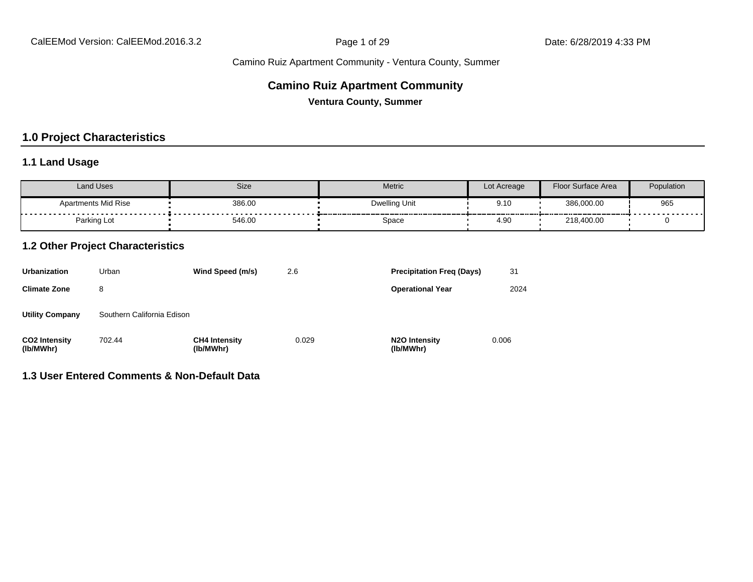# Camino Ruiz Apartment Community

**Ventura County, Summer**

## 1.0 Project Characteristics

### 1.1 Land Usage

| Land Uses | Size | Metric | Lot Acreage | Floor Surface Area | Population |
|---|---|---|---|---|---|
| Apartments Mid Rise | 386.00 | Dwelling Unit | 9.10 | 386,000.00 | 965 |
| Parking Lot | 546.00 | Space | 4.90 | 218,400.00 | 0 |

### 1.2 Other Project Characteristics

| | | | | | |
|---|---|---|---|---|---|
| **Urbanization** | Urban | **Wind Speed (m/s)** | 2.6 | **Precipitation Freq (Days)** | 31 |
| **Climate Zone** | 8 | | | **Operational Year** | 2024 |
| **Utility Company** | Southern California Edison | | | | |
| **$CO_2$ Intensity (lb/MWhr)** | 702.44 | **$CH_4$ Intensity (lb/MWhr)** | 0.029 | **$N_2O$ Intensity (lb/MWhr)** | 0.006 |

### 1.3 User Entered Comments & Non-Default Data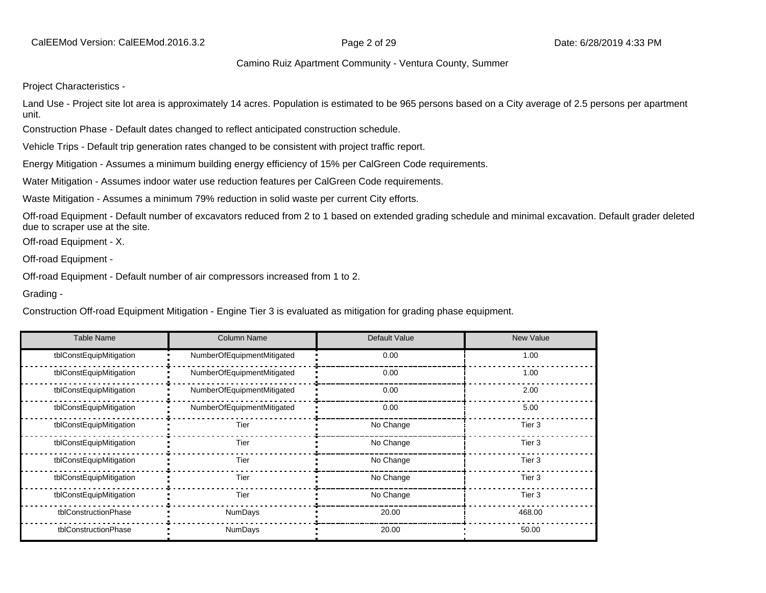Project Characteristics -

Land Use - Project site lot area is approximately 14 acres. Population is estimated to be 965 persons based on a City average of 2.5 persons per apartment unit.

Construction Phase - Default dates changed to reflect anticipated construction schedule.

Vehicle Trips - Default trip generation rates changed to be consistent with project traffic report.

Energy Mitigation - Assumes a minimum building energy efficiency of 15% per CalGreen Code requirements.

Water Mitigation - Assumes indoor water use reduction features per CalGreen Code requirements.

Waste Mitigation - Assumes a minimum 79% reduction in solid waste per current City efforts.

Off-road Equipment - Default number of excavators reduced from 2 to 1 based on extended grading schedule and minimal excavation. Default grader deleted due to scraper use at the site.

Off-road Equipment - X.

Off-road Equipment -

Off-road Equipment - Default number of air compressors increased from 1 to 2.

Grading -

Construction Off-road Equipment Mitigation - Engine Tier 3 is evaluated as mitigation for grading phase equipment.

| Table Name | Column Name | Default Value | New Value |
|---|---|---|---|
| tblConstEquipMitigation | NumberOfEquipmentMitigated | 0.00 | 1.00 |
| tblConstEquipMitigation | NumberOfEquipmentMitigated | 0.00 | 1.00 |
| tblConstEquipMitigation | NumberOfEquipmentMitigated | 0.00 | 2.00 |
| tblConstEquipMitigation | NumberOfEquipmentMitigated | 0.00 | 5.00 |
| tblConstEquipMitigation | Tier | No Change | Tier 3 |
| tblConstEquipMitigation | Tier | No Change | Tier 3 |
| tblConstEquipMitigation | Tier | No Change | Tier 3 |
| tblConstEquipMitigation | Tier | No Change | Tier 3 |
| tblConstEquipMitigation | Tier | No Change | Tier 3 |
| tblConstructionPhase | NumDays | 20.00 | 468.00 |
| tblConstructionPhase | NumDays | 20.00 | 50.00 |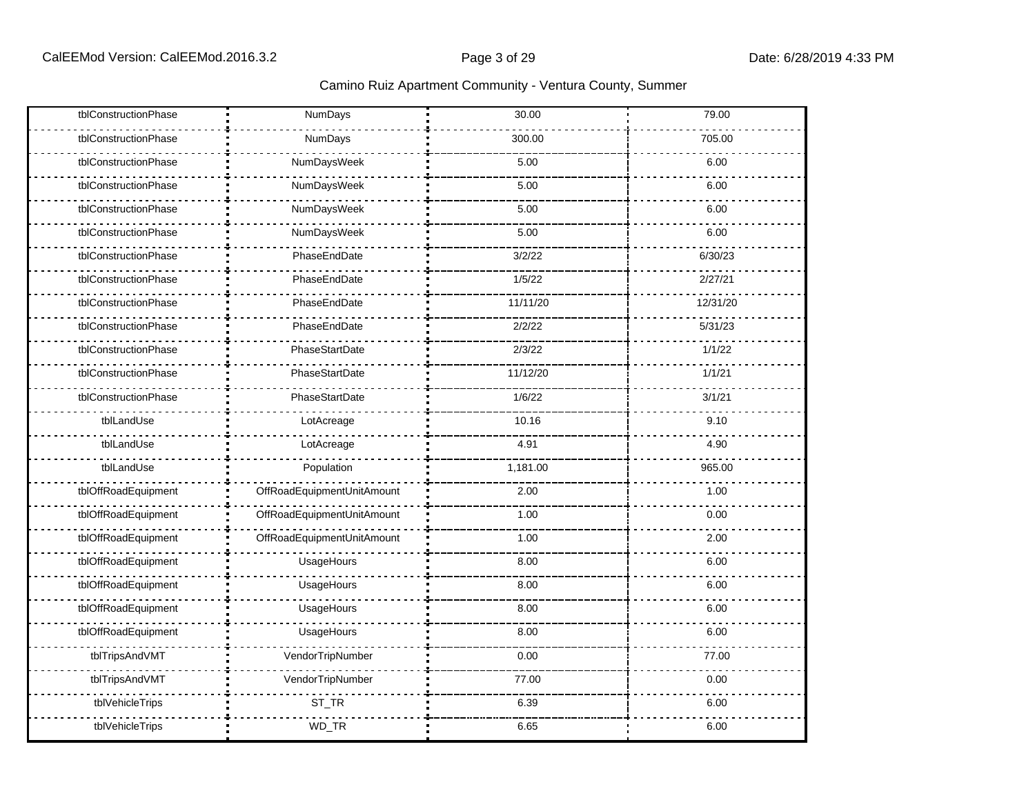| | | | |
|---|---|---|---|
| tblConstructionPhase | NumDays | 30.00 | 79.00 |
| tblConstructionPhase | NumDays | 300.00 | 705.00 |
| tblConstructionPhase | NumDaysWeek | 5.00 | 6.00 |
| tblConstructionPhase | NumDaysWeek | 5.00 | 6.00 |
| tblConstructionPhase | NumDaysWeek | 5.00 | 6.00 |
| tblConstructionPhase | NumDaysWeek | 5.00 | 6.00 |
| tblConstructionPhase | PhaseEndDate | 3/2/22 | 6/30/23 |
| tblConstructionPhase | PhaseEndDate | 1/5/22 | 2/27/21 |
| tblConstructionPhase | PhaseEndDate | 11/11/20 | 12/31/20 |
| tblConstructionPhase | PhaseEndDate | 2/2/22 | 5/31/23 |
| tblConstructionPhase | PhaseStartDate | 2/3/22 | 1/1/22 |
| tblConstructionPhase | PhaseStartDate | 11/12/20 | 1/1/21 |
| tblConstructionPhase | PhaseStartDate | 1/6/22 | 3/1/21 |
| tblLandUse | LotAcreage | 10.16 | 9.10 |
| tblLandUse | LotAcreage | 4.91 | 4.90 |
| tblLandUse | Population | 1,181.00 | 965.00 |
| tblOffRoadEquipment | OffRoadEquipmentUnitAmount | 2.00 | 1.00 |
| tblOffRoadEquipment | OffRoadEquipmentUnitAmount | 1.00 | 0.00 |
| tblOffRoadEquipment | OffRoadEquipmentUnitAmount | 1.00 | 2.00 |
| tblOffRoadEquipment | UsageHours | 8.00 | 6.00 |
| tblOffRoadEquipment | UsageHours | 8.00 | 6.00 |
| tblOffRoadEquipment | UsageHours | 8.00 | 6.00 |
| tblOffRoadEquipment | UsageHours | 8.00 | 6.00 |
| tblTripsAndVMT | VendorTripNumber | 0.00 | 77.00 |
| tblTripsAndVMT | VendorTripNumber | 77.00 | 0.00 |
| tblVehicleTrips | ST_TR | 6.39 | 6.00 |
| tblVehicleTrips | WD_TR | 6.65 | 6.00 |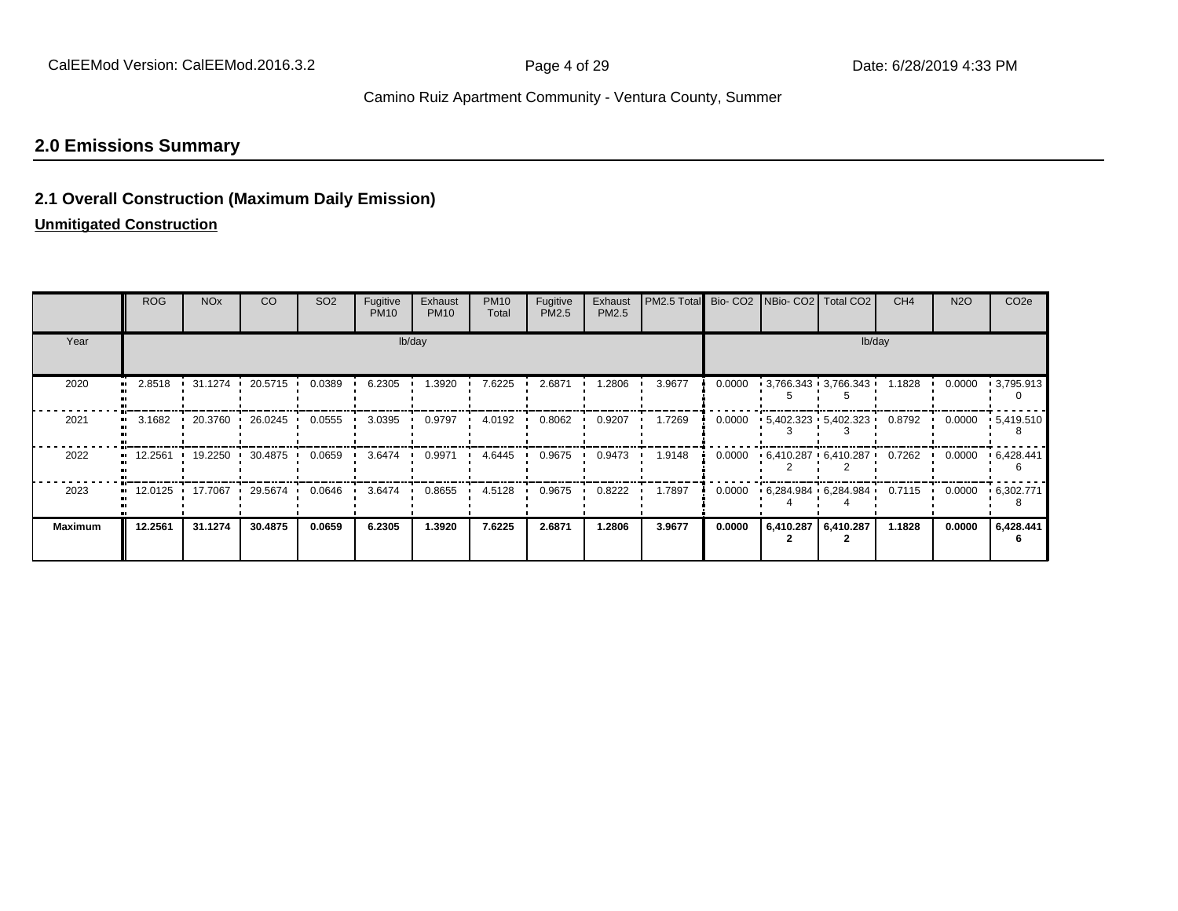## 2.0 Emissions Summary

### 2.1 Overall Construction (Maximum Daily Emission)

**Unmitigated Construction**

| | ROG | NOx | CO | SO2 | Fugitive PM10 | Exhaust PM10 | PM10 Total | Fugitive PM2.5 | Exhaust PM2.5 | PM2.5 Total | Bio- CO2 | NBio- CO2 | Total CO2 | CH4 | N2O | CO2e |
|---|---|---|---|---|---|---|---|---|---|---|---|---|---|---|---|---|
| Year | lb/day | | | | | | | | | | lb/day | | | | | |
| 2020 | 2.8518 | 31.1274 | 20.5715 | 0.0389 | 6.2305 | 1.3920 | 7.6225 | 2.6871 | 1.2806 | 3.9677 | 0.0000 | 3,766.343 5 | 3,766.343 5 | 1.1828 | 0.0000 | 3,795.913 0 |
| 2021 | 3.1682 | 20.3760 | 26.0245 | 0.0555 | 3.0395 | 0.9797 | 4.0192 | 0.8062 | 0.9207 | 1.7269 | 0.0000 | 5,402.323 3 | 5,402.323 3 | 0.8792 | 0.0000 | 5,419.510 8 |
| 2022 | 12.2561 | 19.2250 | 30.4875 | 0.0659 | 3.6474 | 0.9971 | 4.6445 | 0.9675 | 0.9473 | 1.9148 | 0.0000 | 6,410.287 2 | 6,410.287 2 | 0.7262 | 0.0000 | 6,428.441 6 |
| 2023 | 12.0125 | 17.7067 | 29.5674 | 0.0646 | 3.6474 | 0.8655 | 4.5128 | 0.9675 | 0.8222 | 1.7897 | 0.0000 | 6,284.984 4 | 6,284.984 4 | 0.7115 | 0.0000 | 6,302.771 8 |
| **Maximum** | **12.2561** | **31.1274** | **30.4875** | **0.0659** | **6.2305** | **1.3920** | **7.6225** | **2.6871** | **1.2806** | **3.9677** | **0.0000** | **6,410.287 2** | **6,410.287 2** | **1.1828** | **0.0000** | **6,428.441 6** |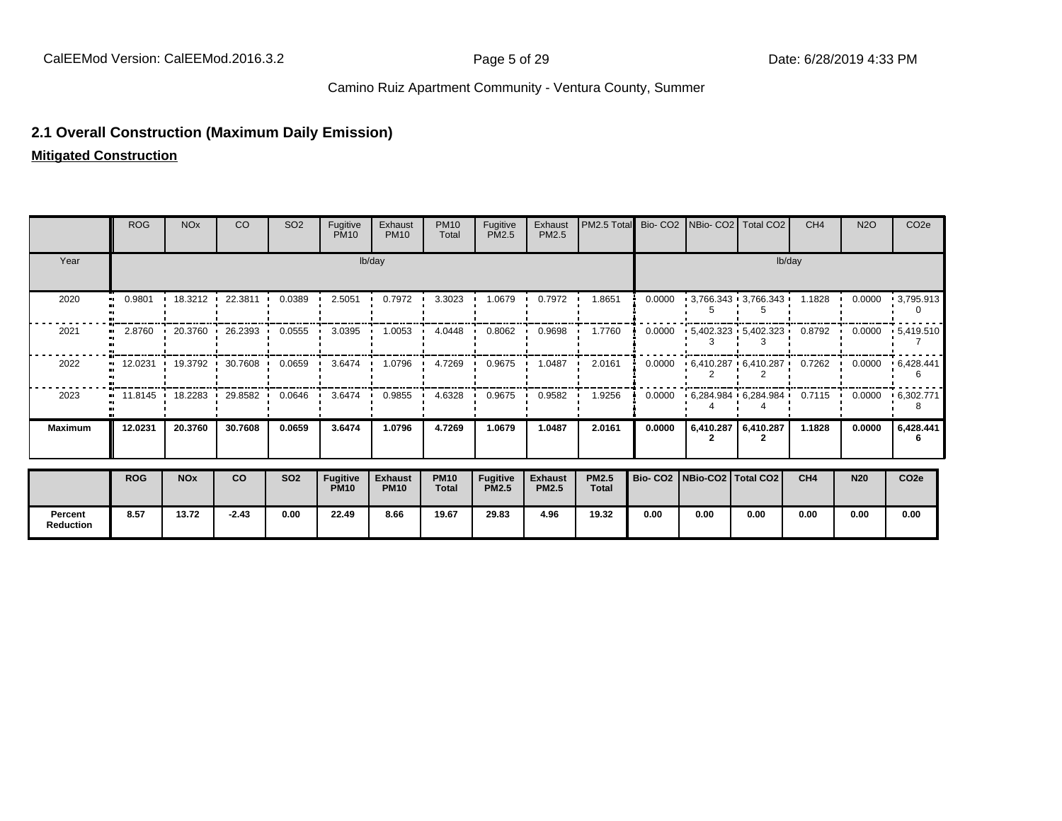## 2.1 Overall Construction (Maximum Daily Emission)

**Mitigated Construction**

| | ROG | NOx | CO | SO2 | Fugitive PM10 | Exhaust PM10 | PM10 Total | Fugitive PM2.5 | Exhaust PM2.5 | PM2.5 Total | Bio- CO2 | NBio- CO2 | Total CO2 | CH4 | N2O | CO2e |
|---|---|---|---|---|---|---|---|---|---|---|---|---|---|---|---|---|
| Year | lb/day | | | | | | | | | | lb/day | | | | | |
| 2020 | 0.9801 | 18.3212 | 22.3811 | 0.0389 | 2.5051 | 0.7972 | 3.3023 | 1.0679 | 0.7972 | 1.8651 | 0.0000 | 3,766.3435 | 3,766.3435 | 1.1828 | 0.0000 | 3,795.9130 |
| 2021 | 2.8760 | 20.3760 | 26.2393 | 0.0555 | 3.0395 | 1.0053 | 4.0448 | 0.8062 | 0.9698 | 1.7760 | 0.0000 | 5,402.3233 | 5,402.3233 | 0.8792 | 0.0000 | 5,419.5107 |
| 2022 | 12.0231 | 19.3792 | 30.7608 | 0.0659 | 3.6474 | 1.0796 | 4.7269 | 0.9675 | 1.0487 | 2.0161 | 0.0000 | 6,410.2872 | 6,410.2872 | 0.7262 | 0.0000 | 6,428.4416 |
| 2023 | 11.8145 | 18.2283 | 29.8582 | 0.0646 | 3.6474 | 0.9855 | 4.6328 | 0.9675 | 0.9582 | 1.9256 | 0.0000 | 6,284.9844 | 6,284.9844 | 0.7115 | 0.0000 | 6,302.7718 |
| **Maximum** | **12.0231** | **20.3760** | **30.7608** | **0.0659** | **3.6474** | **1.0796** | **4.7269** | **1.0679** | **1.0487** | **2.0161** | **0.0000** | **6,410.2872** | **6,410.2872** | **1.1828** | **0.0000** | **6,428.4416** |

| | ROG | NOx | CO | SO2 | Fugitive PM10 | Exhaust PM10 | PM10 Total | Fugitive PM2.5 | Exhaust PM2.5 | PM2.5 Total | Bio- CO2 | NBio-CO2 | Total CO2 | CH4 | N20 | CO2e |
|---|---|---|---|---|---|---|---|---|---|---|---|---|---|---|---|---|
| **Percent Reduction** | 8.57 | 13.72 | -2.43 | 0.00 | 22.49 | 8.66 | 19.67 | 29.83 | 4.96 | 19.32 | 0.00 | 0.00 | 0.00 | 0.00 | 0.00 | 0.00 |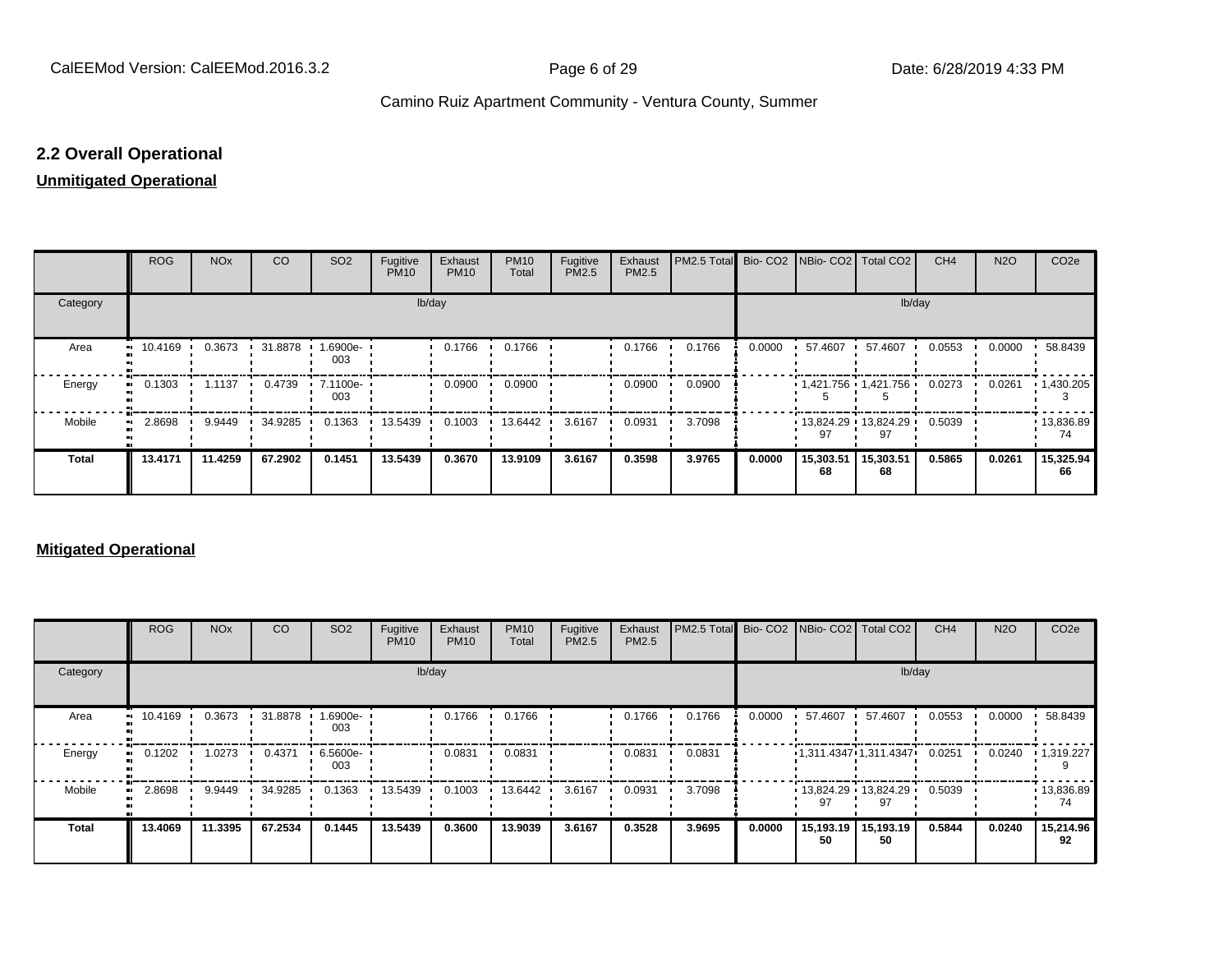## 2.2 Overall Operational

**Unmitigated Operational**

| | ROG | NOx | CO | SO2 | Fugitive PM10 | Exhaust PM10 | PM10 Total | Fugitive PM2.5 | Exhaust PM2.5 | PM2.5 Total | Bio- CO2 | NBio- CO2 | Total CO2 | CH4 | N2O | CO2e |
|---|---|---|---|---|---|---|---|---|---|---|---|---|---|---|---|---|
| Category | lb/day | | | | | | | | | | lb/day | | | | | |
| Area | 10.4169 | 0.3673 | 31.8878 | 1.6900e-003 | | 0.1766 | 0.1766 | | 0.1766 | 0.1766 | 0.0000 | 57.4607 | 57.4607 | 0.0553 | 0.0000 | 58.8439 |
| Energy | 0.1303 | 1.1137 | 0.4739 | 7.1100e-003 | | 0.0900 | 0.0900 | | 0.0900 | 0.0900 | | 1,421.7565 | 1,421.7565 | 0.0273 | 0.0261 | 1,430.2053 |
| Mobile | 2.8698 | 9.9449 | 34.9285 | 0.1363 | 13.5439 | 0.1003 | 13.6442 | 3.6167 | 0.0931 | 3.7098 | | 13,824.2997 | 13,824.2997 | 0.5039 | | 13,836.8974 |
| **Total** | **13.4171** | **11.4259** | **67.2902** | **0.1451** | **13.5439** | **0.3670** | **13.9109** | **3.6167** | **0.3598** | **3.9765** | **0.0000** | **15,303.5168** | **15,303.5168** | **0.5865** | **0.0261** | **15,325.9466** |

**Mitigated Operational**

| | ROG | NOx | CO | SO2 | Fugitive PM10 | Exhaust PM10 | PM10 Total | Fugitive PM2.5 | Exhaust PM2.5 | PM2.5 Total | Bio- CO2 | NBio- CO2 | Total CO2 | CH4 | N2O | CO2e |
|---|---|---|---|---|---|---|---|---|---|---|---|---|---|---|---|---|
| Category | lb/day | | | | | | | | | | lb/day | | | | | |
| Area | 10.4169 | 0.3673 | 31.8878 | 1.6900e-003 | | 0.1766 | 0.1766 | | 0.1766 | 0.1766 | 0.0000 | 57.4607 | 57.4607 | 0.0553 | 0.0000 | 58.8439 |
| Energy | 0.1202 | 1.0273 | 0.4371 | 6.5600e-003 | | 0.0831 | 0.0831 | | 0.0831 | 0.0831 | | 1,311.4347 | 1,311.4347 | 0.0251 | 0.0240 | 1,319.2279 |
| Mobile | 2.8698 | 9.9449 | 34.9285 | 0.1363 | 13.5439 | 0.1003 | 13.6442 | 3.6167 | 0.0931 | 3.7098 | | 13,824.2997 | 13,824.2997 | 0.5039 | | 13,836.8974 |
| **Total** | **13.4069** | **11.3395** | **67.2534** | **0.1445** | **13.5439** | **0.3600** | **13.9039** | **3.6167** | **0.3528** | **3.9695** | **0.0000** | **15,193.1950** | **15,193.1950** | **0.5844** | **0.0240** | **15,214.9692** |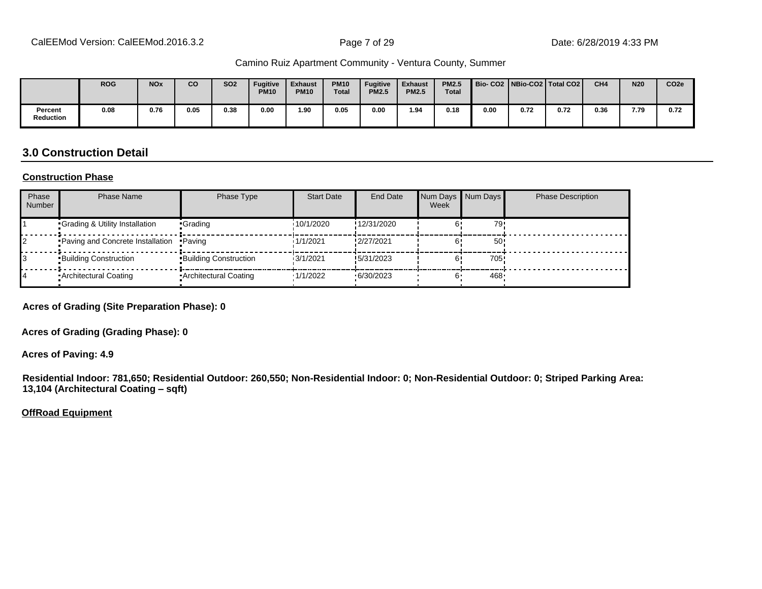|  | ROG | NOx | CO | SO2 | Fugitive PM10 | Exhaust PM10 | PM10 Total | Fugitive PM2.5 | Exhaust PM2.5 | PM2.5 Total | Bio- CO2 | NBio-CO2 | Total CO2 | CH4 | N20 | CO2e |
|---|---|---|---|---|---|---|---|---|---|---|---|---|---|---|---|---|
| Percent Reduction | 0.08 | 0.76 | 0.05 | 0.38 | 0.00 | 1.90 | 0.05 | 0.00 | 1.94 | 0.18 | 0.00 | 0.72 | 0.72 | 0.36 | 7.79 | 0.72 |

## 3.0 Construction Detail

**Construction Phase**

| Phase Number | Phase Name | Phase Type | Start Date | End Date | Num Days Week | Num Days | Phase Description |
|---|---|---|---|---|---|---|---|
| 1 | Grading & Utility Installation | Grading | 10/1/2020 | 12/31/2020 | 6 | 79 |  |
| 2 | Paving and Concrete Installation | Paving | 1/1/2021 | 2/27/2021 | 6 | 50 |  |
| 3 | Building Construction | Building Construction | 3/1/2021 | 5/31/2023 | 6 | 705 |  |
| 4 | Architectural Coating | Architectural Coating | 1/1/2022 | 6/30/2023 | 6 | 468 |  |

**Acres of Grading (Site Preparation Phase): 0**

**Acres of Grading (Grading Phase): 0**

**Acres of Paving: 4.9**

**Residential Indoor: 781,650; Residential Outdoor: 260,550; Non-Residential Indoor: 0; Non-Residential Outdoor: 0; Striped Parking Area: 13,104 (Architectural Coating – sqft)**

**OffRoad Equipment**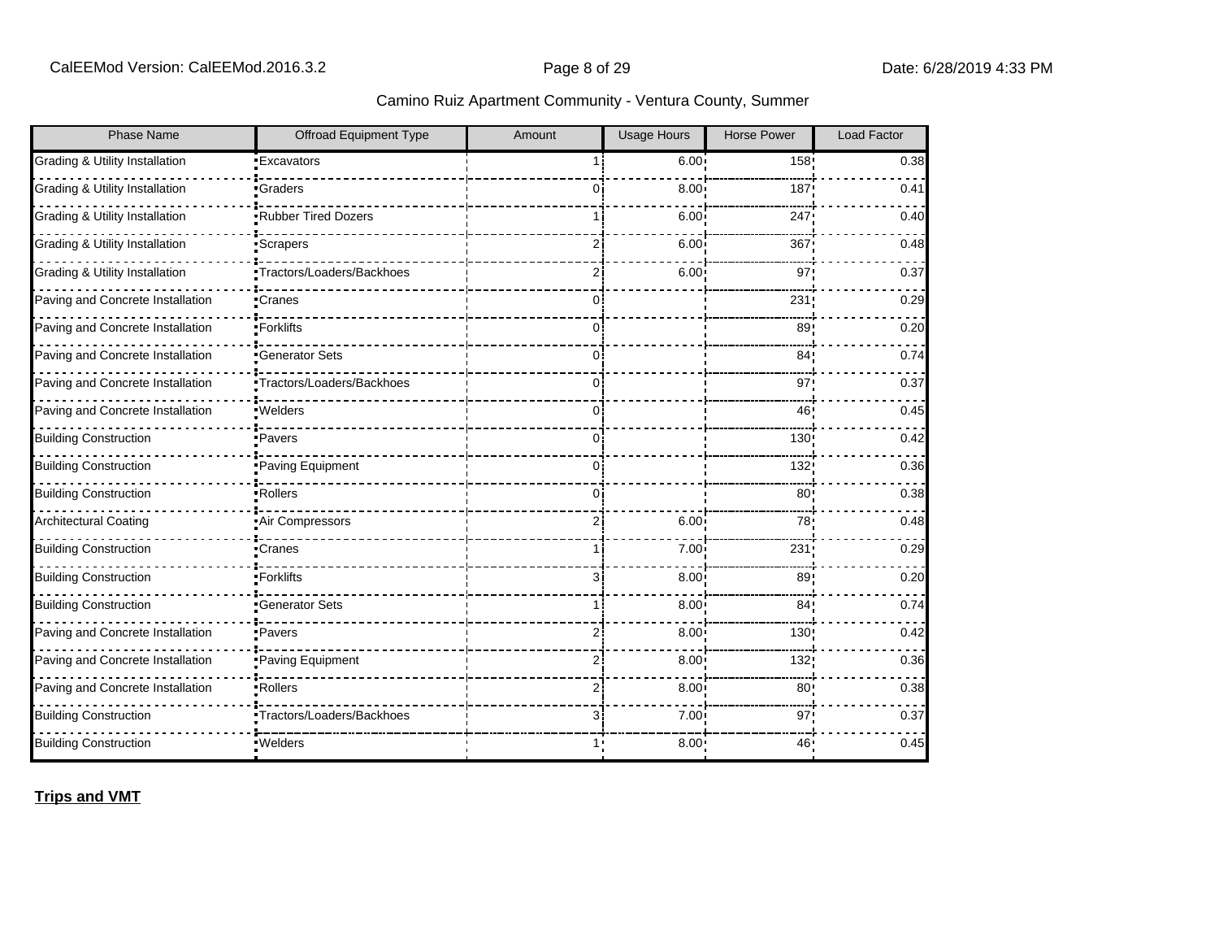Camino Ruiz Apartment Community - Ventura County, Summer

| Phase Name | Offroad Equipment Type | Amount | Usage Hours | Horse Power | Load Factor |
|---|---|---|---|---|---|
| Grading & Utility Installation | Excavators | 1 | 6.00 | 158 | 0.38 |
| Grading & Utility Installation | Graders | 0 | 8.00 | 187 | 0.41 |
| Grading & Utility Installation | Rubber Tired Dozers | 1 | 6.00 | 247 | 0.40 |
| Grading & Utility Installation | Scrapers | 2 | 6.00 | 367 | 0.48 |
| Grading & Utility Installation | Tractors/Loaders/Backhoes | 2 | 6.00 | 97 | 0.37 |
| Paving and Concrete Installation | Cranes | 0 | | 231 | 0.29 |
| Paving and Concrete Installation | Forklifts | 0 | | 89 | 0.20 |
| Paving and Concrete Installation | Generator Sets | 0 | | 84 | 0.74 |
| Paving and Concrete Installation | Tractors/Loaders/Backhoes | 0 | | 97 | 0.37 |
| Paving and Concrete Installation | Welders | 0 | | 46 | 0.45 |
| Building Construction | Pavers | 0 | | 130 | 0.42 |
| Building Construction | Paving Equipment | 0 | | 132 | 0.36 |
| Building Construction | Rollers | 0 | | 80 | 0.38 |
| Architectural Coating | Air Compressors | 2 | 6.00 | 78 | 0.48 |
| Building Construction | Cranes | 1 | 7.00 | 231 | 0.29 |
| Building Construction | Forklifts | 3 | 8.00 | 89 | 0.20 |
| Building Construction | Generator Sets | 1 | 8.00 | 84 | 0.74 |
| Paving and Concrete Installation | Pavers | 2 | 8.00 | 130 | 0.42 |
| Paving and Concrete Installation | Paving Equipment | 2 | 8.00 | 132 | 0.36 |
| Paving and Concrete Installation | Rollers | 2 | 8.00 | 80 | 0.38 |
| Building Construction | Tractors/Loaders/Backhoes | 3 | 7.00 | 97 | 0.37 |
| Building Construction | Welders | 1 | 8.00 | 46 | 0.45 |

**Trips and VMT**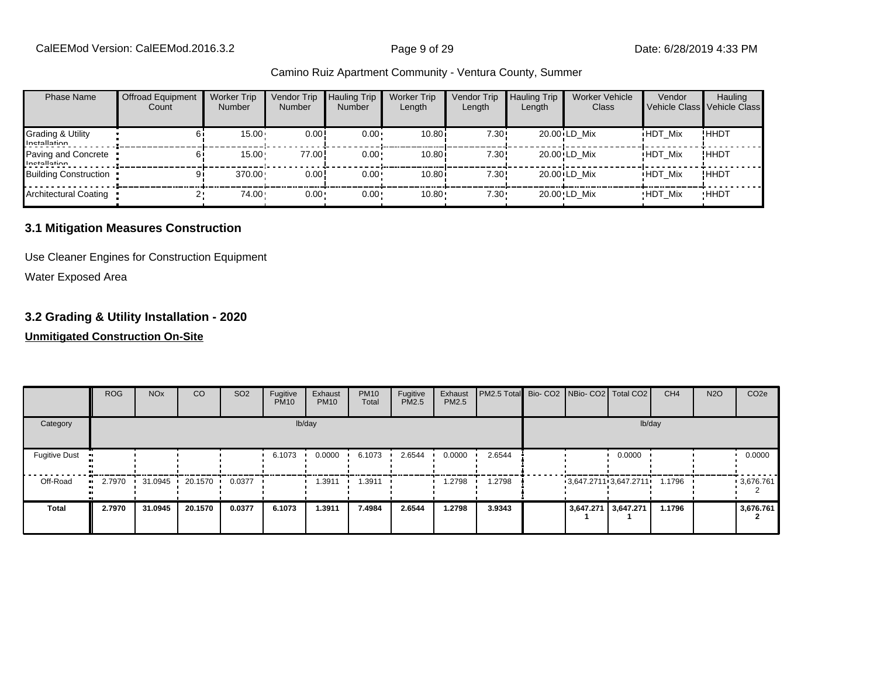Camino Ruiz Apartment Community - Ventura County, Summer

| Phase Name | Offroad Equipment Count | Worker Trip Number | Vendor Trip Number | Hauling Trip Number | Worker Trip Length | Vendor Trip Length | Hauling Trip Length | Worker Vehicle Class | Vendor Vehicle Class | Hauling Vehicle Class |
|---|---|---|---|---|---|---|---|---|---|---|
| Grading & Utility Installation | 6 | 15.00 | 0.00 | 0.00 | 10.80 | 7.30 | 20.00 | LD_Mix | HDT_Mix | HHDT |
| Paving and Concrete Installation | 6 | 15.00 | 77.00 | 0.00 | 10.80 | 7.30 | 20.00 | LD_Mix | HDT_Mix | HHDT |
| Building Construction | 9 | 370.00 | 0.00 | 0.00 | 10.80 | 7.30 | 20.00 | LD_Mix | HDT_Mix | HHDT |
| Architectural Coating | 2 | 74.00 | 0.00 | 0.00 | 10.80 | 7.30 | 20.00 | LD_Mix | HDT_Mix | HHDT |

### 3.1 Mitigation Measures Construction

Use Cleaner Engines for Construction Equipment

Water Exposed Area

### 3.2 Grading & Utility Installation - 2020

**Unmitigated Construction On-Site**

| | ROG | NOx | CO | SO2 | Fugitive PM10 | Exhaust PM10 | PM10 Total | Fugitive PM2.5 | Exhaust PM2.5 | PM2.5 Total | Bio- CO2 | NBio- CO2 | Total CO2 | CH4 | N2O | CO2e |
|---|---|---|---|---|---|---|---|---|---|---|---|---|---|---|---|---|
| Category | lb/day | | | | | | | | | | lb/day | | | | | |
| Fugitive Dust | | | | | 6.1073 | 0.0000 | 6.1073 | 2.6544 | 0.0000 | 2.6544 | | | 0.0000 | | | 0.0000 |
| Off-Road | 2.7970 | 31.0945 | 20.1570 | 0.0377 | | 1.3911 | 1.3911 | | 1.2798 | 1.2798 | | 3,647.2711 | 3,647.2711 | 1.1796 | | 3,676.7612 |
| **Total** | **2.7970** | **31.0945** | **20.1570** | **0.0377** | **6.1073** | **1.3911** | **7.4984** | **2.6544** | **1.2798** | **3.9343** | | **3,647.2711** | **3,647.2711** | **1.1796** | | **3,676.7612** |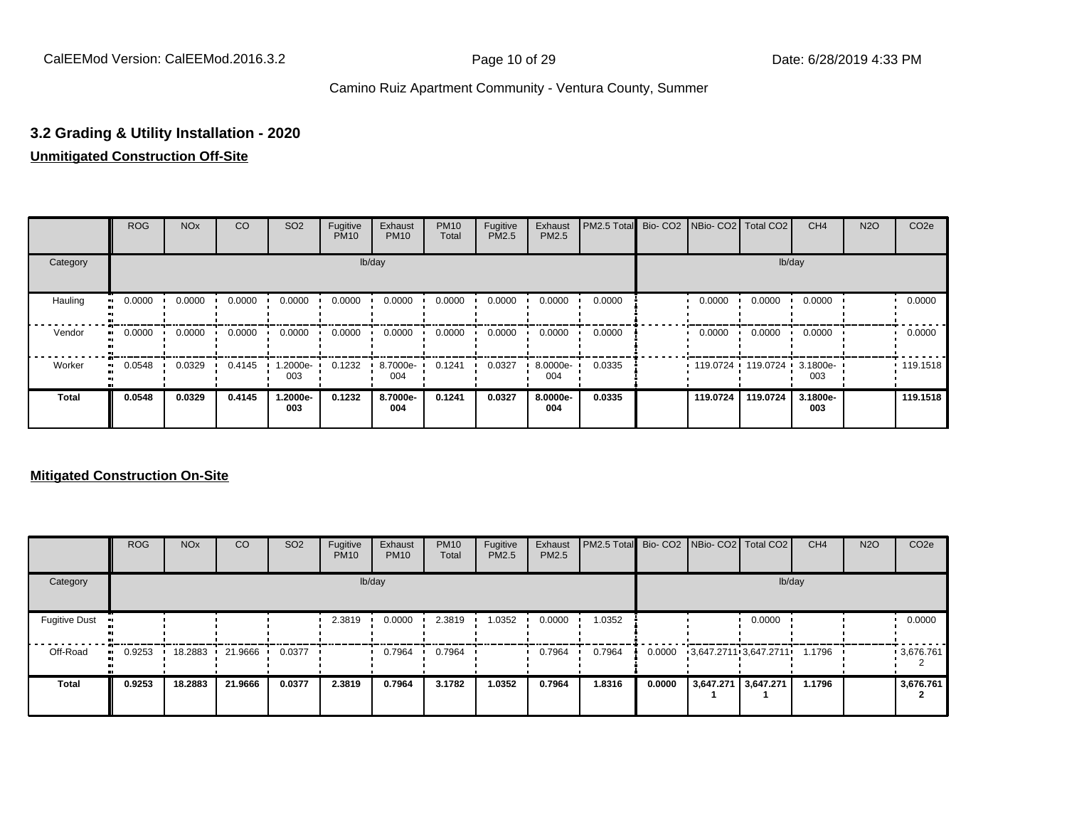### 3.2 Grading & Utility Installation - 2020

**Unmitigated Construction Off-Site**

| | ROG | NOx | CO | SO2 | Fugitive PM10 | Exhaust PM10 | PM10 Total | Fugitive PM2.5 | Exhaust PM2.5 | PM2.5 Total | Bio- CO2 | NBio- CO2 | Total CO2 | CH4 | N2O | CO2e |
|---|---|---|---|---|---|---|---|---|---|---|---|---|---|---|---|---|
| Category | | | | | | lb/day | | | | | | | | lb/day | | |
| Hauling | 0.0000 | 0.0000 | 0.0000 | 0.0000 | 0.0000 | 0.0000 | 0.0000 | 0.0000 | 0.0000 | 0.0000 | | 0.0000 | 0.0000 | 0.0000 | | 0.0000 |
| Vendor | 0.0000 | 0.0000 | 0.0000 | 0.0000 | 0.0000 | 0.0000 | 0.0000 | 0.0000 | 0.0000 | 0.0000 | | 0.0000 | 0.0000 | 0.0000 | | 0.0000 |
| Worker | 0.0548 | 0.0329 | 0.4145 | 1.2000e-003 | 0.1232 | 8.7000e-004 | 0.1241 | 0.0327 | 8.0000e-004 | 0.0335 | | 119.0724 | 119.0724 | 3.1800e-003 | | 119.1518 |
| **Total** | **0.0548** | **0.0329** | **0.4145** | **1.2000e-003** | **0.1232** | **8.7000e-004** | **0.1241** | **0.0327** | **8.0000e-004** | **0.0335** | | **119.0724** | **119.0724** | **3.1800e-003** | | **119.1518** |

**Mitigated Construction On-Site**

| | ROG | NOx | CO | SO2 | Fugitive PM10 | Exhaust PM10 | PM10 Total | Fugitive PM2.5 | Exhaust PM2.5 | PM2.5 Total | Bio- CO2 | NBio- CO2 | Total CO2 | CH4 | N2O | CO2e |
|---|---|---|---|---|---|---|---|---|---|---|---|---|---|---|---|---|
| Category | | | | | | lb/day | | | | | | | | lb/day | | |
| Fugitive Dust | | | | | 2.3819 | 0.0000 | 2.3819 | 1.0352 | 0.0000 | 1.0352 | | | 0.0000 | | | 0.0000 |
| Off-Road | 0.9253 | 18.2883 | 21.9666 | 0.0377 | | 0.7964 | 0.7964 | | 0.7964 | 0.7964 | 0.0000 | 3,647.2711 | 3,647.2711 | 1.1796 | | 3,676.7612 |
| **Total** | **0.9253** | **18.2883** | **21.9666** | **0.0377** | **2.3819** | **0.7964** | **3.1782** | **1.0352** | **0.7964** | **1.8316** | **0.0000** | **3,647.2711** | **3,647.2711** | **1.1796** | | **3,676.7612** |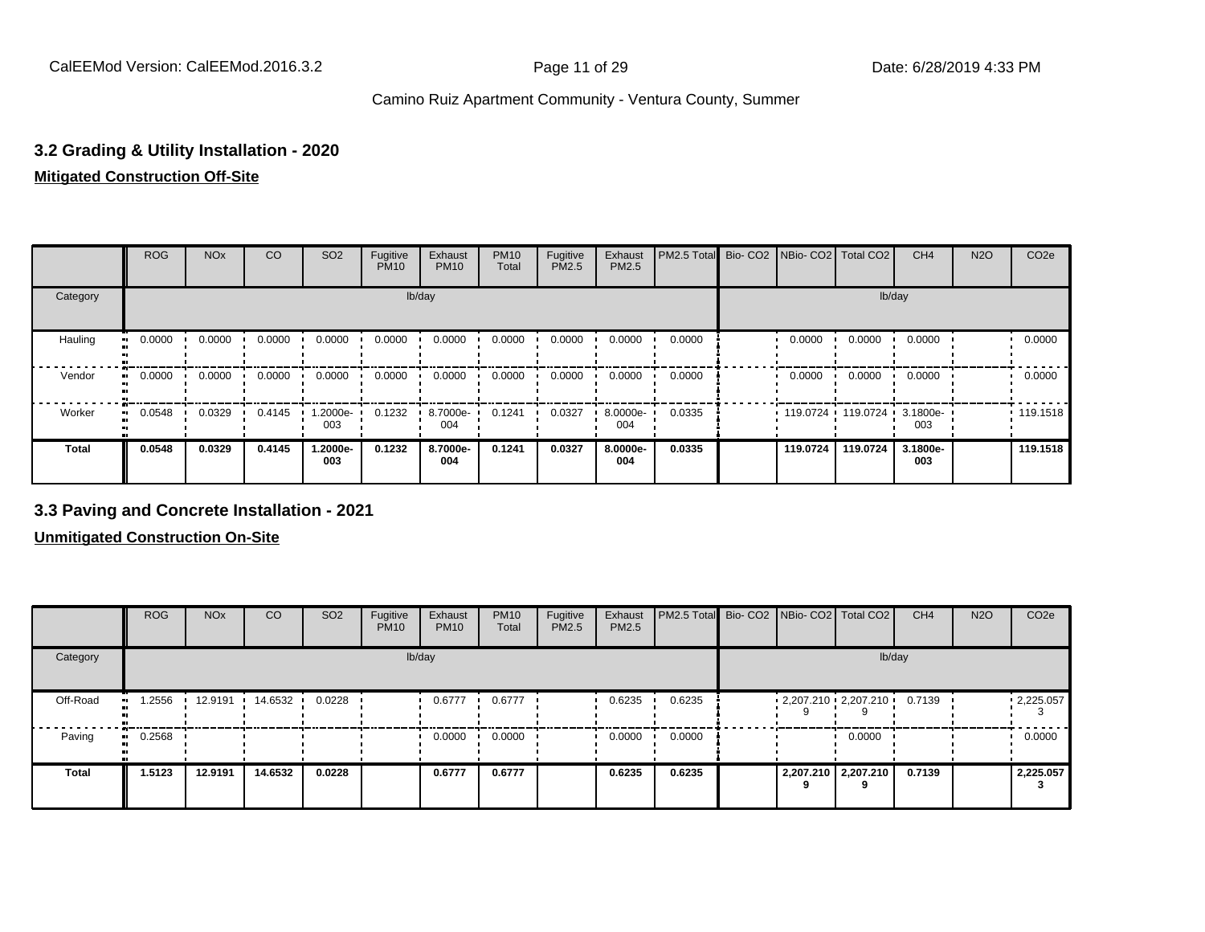## 3.2 Grading & Utility Installation - 2020

**Mitigated Construction Off-Site**

| | ROG | NOx | CO | SO2 | Fugitive PM10 | Exhaust PM10 | PM10 Total | Fugitive PM2.5 | Exhaust PM2.5 | PM2.5 Total | Bio- CO2 | NBio- CO2 | Total CO2 | CH4 | N2O | CO2e |
|---|---|---|---|---|---|---|---|---|---|---|---|---|---|---|---|---|
| Category | lb/day | | | | | | | | | | lb/day | | | | | |
| Hauling | 0.0000 | 0.0000 | 0.0000 | 0.0000 | 0.0000 | 0.0000 | 0.0000 | 0.0000 | 0.0000 | 0.0000 | | 0.0000 | 0.0000 | 0.0000 | | 0.0000 |
| Vendor | 0.0000 | 0.0000 | 0.0000 | 0.0000 | 0.0000 | 0.0000 | 0.0000 | 0.0000 | 0.0000 | 0.0000 | | 0.0000 | 0.0000 | 0.0000 | | 0.0000 |
| Worker | 0.0548 | 0.0329 | 0.4145 | 1.2000e-003 | 0.1232 | 8.7000e-004 | 0.1241 | 0.0327 | 8.0000e-004 | 0.0335 | | 119.0724 | 119.0724 | 3.1800e-003 | | 119.1518 |
| **Total** | **0.0548** | **0.0329** | **0.4145** | **1.2000e-003** | **0.1232** | **8.7000e-004** | **0.1241** | **0.0327** | **8.0000e-004** | **0.0335** | | **119.0724** | **119.0724** | **3.1800e-003** | | **119.1518** |

## 3.3 Paving and Concrete Installation - 2021

**Unmitigated Construction On-Site**

| | ROG | NOx | CO | SO2 | Fugitive PM10 | Exhaust PM10 | PM10 Total | Fugitive PM2.5 | Exhaust PM2.5 | PM2.5 Total | Bio- CO2 | NBio- CO2 | Total CO2 | CH4 | N2O | CO2e |
|---|---|---|---|---|---|---|---|---|---|---|---|---|---|---|---|---|
| Category | lb/day | | | | | | | | | | lb/day | | | | | |
| Off-Road | 1.2556 | 12.9191 | 14.6532 | 0.0228 | | 0.6777 | 0.6777 | | 0.6235 | 0.6235 | | 2,207.2109 | 2,207.2109 | 0.7139 | | 2,225.0573 |
| Paving | 0.2568 | | | | | 0.0000 | 0.0000 | | 0.0000 | 0.0000 | | | 0.0000 | | | 0.0000 |
| **Total** | **1.5123** | **12.9191** | **14.6532** | **0.0228** | | **0.6777** | **0.6777** | | **0.6235** | **0.6235** | | **2,207.2109** | **2,207.2109** | **0.7139** | | **2,225.0573** |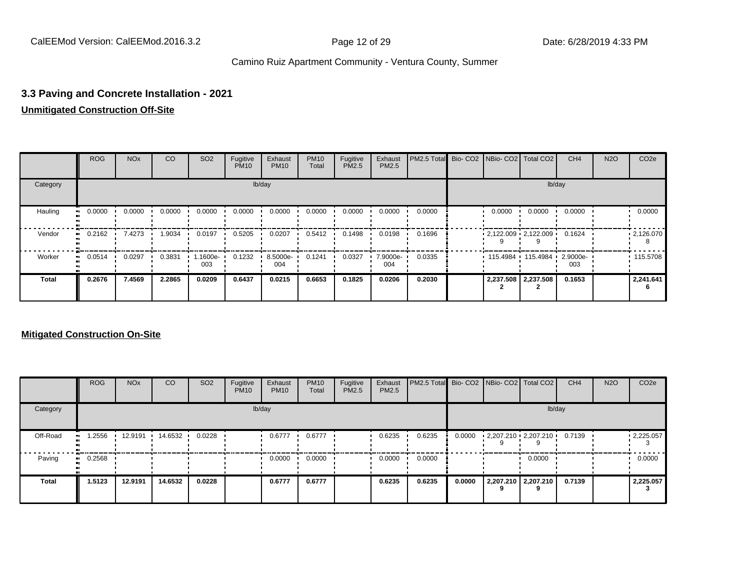## 3.3 Paving and Concrete Installation - 2021

**Unmitigated Construction Off-Site**

| | ROG | NOx | CO | SO2 | Fugitive PM10 | Exhaust PM10 | PM10 Total | Fugitive PM2.5 | Exhaust PM2.5 | PM2.5 Total | Bio- CO2 | NBio- CO2 | Total CO2 | CH4 | N2O | CO2e |
|---|---|---|---|---|---|---|---|---|---|---|---|---|---|---|---|---|
| Category | lb/day | | | | | | | | | | lb/day | | | | | |
| Hauling | 0.0000 | 0.0000 | 0.0000 | 0.0000 | 0.0000 | 0.0000 | 0.0000 | 0.0000 | 0.0000 | 0.0000 | | 0.0000 | 0.0000 | 0.0000 | | 0.0000 |
| Vendor | 0.2162 | 7.4273 | 1.9034 | 0.0197 | 0.5205 | 0.0207 | 0.5412 | 0.1498 | 0.0198 | 0.1696 | | 2,122.009 9 | 2,122.009 9 | 0.1624 | | 2,126.070 8 |
| Worker | 0.0514 | 0.0297 | 0.3831 | 1.1600e-003 | 0.1232 | 8.5000e-004 | 0.1241 | 0.0327 | 7.9000e-004 | 0.0335 | | 115.4984 | 115.4984 | 2.9000e-003 | | 115.5708 |
| **Total** | **0.2676** | **7.4569** | **2.2865** | **0.0209** | **0.6437** | **0.0215** | **0.6653** | **0.1825** | **0.0206** | **0.2030** | | **2,237.508 2** | **2,237.508 2** | **0.1653** | | **2,241.641 6** |

**Mitigated Construction On-Site**

| | ROG | NOx | CO | SO2 | Fugitive PM10 | Exhaust PM10 | PM10 Total | Fugitive PM2.5 | Exhaust PM2.5 | PM2.5 Total | Bio- CO2 | NBio- CO2 | Total CO2 | CH4 | N2O | CO2e |
|---|---|---|---|---|---|---|---|---|---|---|---|---|---|---|---|---|
| Category | lb/day | | | | | | | | | | lb/day | | | | | |
| Off-Road | 1.2556 | 12.9191 | 14.6532 | 0.0228 | | 0.6777 | 0.6777 | | 0.6235 | 0.6235 | 0.0000 | 2,207.210 9 | 2,207.210 9 | 0.7139 | | 2,225.057 3 |
| Paving | 0.2568 | | | | | 0.0000 | 0.0000 | | 0.0000 | 0.0000 | | | 0.0000 | | | 0.0000 |
| **Total** | **1.5123** | **12.9191** | **14.6532** | **0.0228** | | **0.6777** | **0.6777** | | **0.6235** | **0.6235** | **0.0000** | **2,207.210 9** | **2,207.210 9** | **0.7139** | | **2,225.057 3** |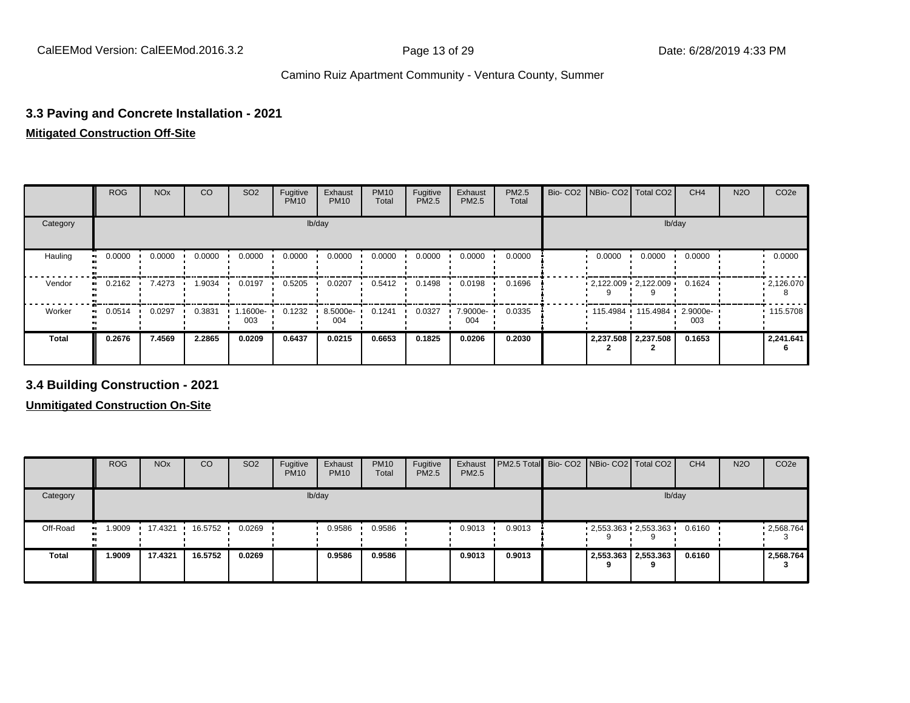## 3.3 Paving and Concrete Installation - 2021

**Mitigated Construction Off-Site**

| | ROG | NOx | CO | SO2 | Fugitive PM10 | Exhaust PM10 | PM10 Total | Fugitive PM2.5 | Exhaust PM2.5 | PM2.5 Total | Bio- CO2 | NBio- CO2 | Total CO2 | CH4 | N2O | CO2e |
|---|---|---|---|---|---|---|---|---|---|---|---|---|---|---|---|---|
| Category | lb/day | | | | | | | | | | lb/day | | | | | |
| Hauling | 0.0000 | 0.0000 | 0.0000 | 0.0000 | 0.0000 | 0.0000 | 0.0000 | 0.0000 | 0.0000 | 0.0000 | | 0.0000 | 0.0000 | 0.0000 | | 0.0000 |
| Vendor | 0.2162 | 7.4273 | 1.9034 | 0.0197 | 0.5205 | 0.0207 | 0.5412 | 0.1498 | 0.0198 | 0.1696 | | 2,122.0099 | 2,122.0099 | 0.1624 | | 2,126.0708 |
| Worker | 0.0514 | 0.0297 | 0.3831 | 1.1600e-003 | 0.1232 | 8.5000e-004 | 0.1241 | 0.0327 | 7.9000e-004 | 0.0335 | | 115.4984 | 115.4984 | 2.9000e-003 | | 115.5708 |
| **Total** | **0.2676** | **7.4569** | **2.2865** | **0.0209** | **0.6437** | **0.0215** | **0.6653** | **0.1825** | **0.0206** | **0.2030** | | **2,237.5082** | **2,237.5082** | **0.1653** | | **2,241.6416** |

## 3.4 Building Construction - 2021

**Unmitigated Construction On-Site**

| | ROG | NOx | CO | SO2 | Fugitive PM10 | Exhaust PM10 | PM10 Total | Fugitive PM2.5 | Exhaust PM2.5 | PM2.5 Total | Bio- CO2 | NBio- CO2 | Total CO2 | CH4 | N2O | CO2e |
|---|---|---|---|---|---|---|---|---|---|---|---|---|---|---|---|---|
| Category | lb/day | | | | | | | | | | lb/day | | | | | |
| Off-Road | 1.9009 | 17.4321 | 16.5752 | 0.0269 | | 0.9586 | 0.9586 | | 0.9013 | 0.9013 | | 2,553.3639 | 2,553.3639 | 0.6160 | | 2,568.7643 |
| **Total** | **1.9009** | **17.4321** | **16.5752** | **0.0269** | | **0.9586** | **0.9586** | | **0.9013** | **0.9013** | | **2,553.3639** | **2,553.3639** | **0.6160** | | **2,568.7643** |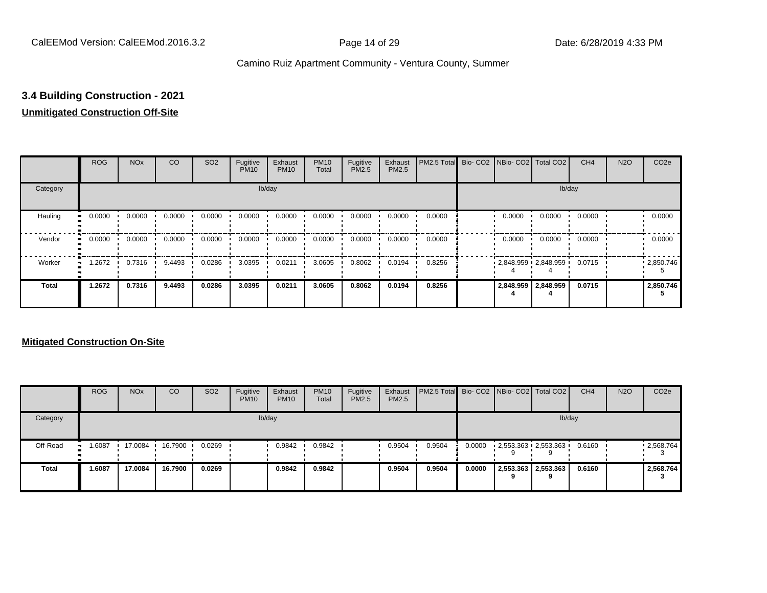### 3.4 Building Construction - 2021

**Unmitigated Construction Off-Site**

| | ROG | NOx | CO | SO2 | Fugitive PM10 | Exhaust PM10 | PM10 Total | Fugitive PM2.5 | Exhaust PM2.5 | PM2.5 Total | Bio- CO2 | NBio- CO2 | Total CO2 | CH4 | N2O | CO2e |
|---|---|---|---|---|---|---|---|---|---|---|---|---|---|---|---|---|
| Category | | | | | lb/day | | | | | | | | lb/day | | | |
| Hauling | 0.0000 | 0.0000 | 0.0000 | 0.0000 | 0.0000 | 0.0000 | 0.0000 | 0.0000 | 0.0000 | 0.0000 | | 0.0000 | 0.0000 | 0.0000 | | 0.0000 |
| Vendor | 0.0000 | 0.0000 | 0.0000 | 0.0000 | 0.0000 | 0.0000 | 0.0000 | 0.0000 | 0.0000 | 0.0000 | | 0.0000 | 0.0000 | 0.0000 | | 0.0000 |
| Worker | 1.2672 | 0.7316 | 9.4493 | 0.0286 | 3.0395 | 0.0211 | 3.0605 | 0.8062 | 0.0194 | 0.8256 | | 2,848.9594 | 2,848.9594 | 0.0715 | | 2,850.7465 |
| **Total** | **1.2672** | **0.7316** | **9.4493** | **0.0286** | **3.0395** | **0.0211** | **3.0605** | **0.8062** | **0.0194** | **0.8256** | | **2,848.9594** | **2,848.9594** | **0.0715** | | **2,850.7465** |

**Mitigated Construction On-Site**

| | ROG | NOx | CO | SO2 | Fugitive PM10 | Exhaust PM10 | PM10 Total | Fugitive PM2.5 | Exhaust PM2.5 | PM2.5 Total | Bio- CO2 | NBio- CO2 | Total CO2 | CH4 | N2O | CO2e |
|---|---|---|---|---|---|---|---|---|---|---|---|---|---|---|---|---|
| Category | | | | | lb/day | | | | | | | | lb/day | | | |
| Off-Road | 1.6087 | 17.0084 | 16.7900 | 0.0269 | | 0.9842 | 0.9842 | | 0.9504 | 0.9504 | 0.0000 | 2,553.3639 | 2,553.3639 | 0.6160 | | 2,568.7643 |
| **Total** | **1.6087** | **17.0084** | **16.7900** | **0.0269** | | **0.9842** | **0.9842** | | **0.9504** | **0.9504** | **0.0000** | **2,553.3639** | **2,553.3639** | **0.6160** | | **2,568.7643** |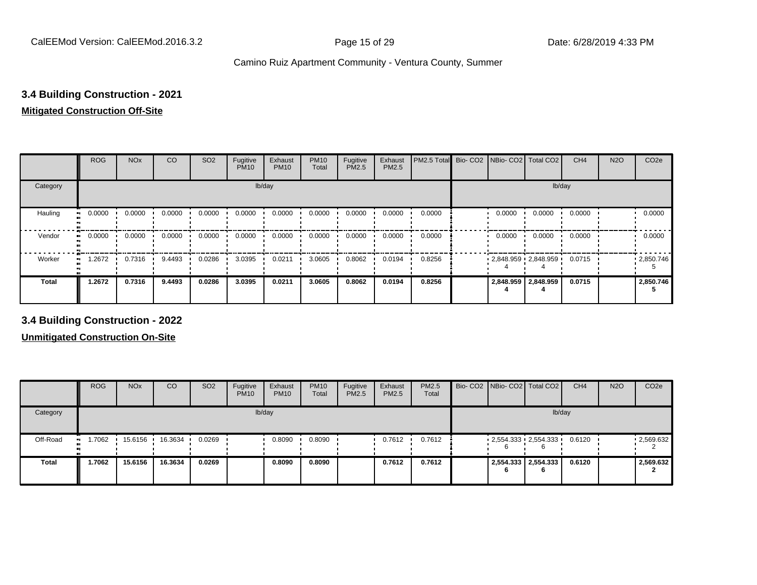## 3.4 Building Construction - 2021

**Mitigated Construction Off-Site**

| | ROG | NOx | CO | SO2 | Fugitive PM10 | Exhaust PM10 | PM10 Total | Fugitive PM2.5 | Exhaust PM2.5 | PM2.5 Total | Bio- CO2 | NBio- CO2 | Total CO2 | CH4 | N2O | CO2e |
|---|---|---|---|---|---|---|---|---|---|---|---|---|---|---|---|---|
| Category | | | | | lb/day | | | | | | | | lb/day | | | |
| Hauling | 0.0000 | 0.0000 | 0.0000 | 0.0000 | 0.0000 | 0.0000 | 0.0000 | 0.0000 | 0.0000 | 0.0000 | | 0.0000 | 0.0000 | 0.0000 | | 0.0000 |
| Vendor | 0.0000 | 0.0000 | 0.0000 | 0.0000 | 0.0000 | 0.0000 | 0.0000 | 0.0000 | 0.0000 | 0.0000 | | 0.0000 | 0.0000 | 0.0000 | | 0.0000 |
| Worker | 1.2672 | 0.7316 | 9.4493 | 0.0286 | 3.0395 | 0.0211 | 3.0605 | 0.8062 | 0.0194 | 0.8256 | | 2,848.9594 | 2,848.9594 | 0.0715 | | 2,850.7465 |
| **Total** | **1.2672** | **0.7316** | **9.4493** | **0.0286** | **3.0395** | **0.0211** | **3.0605** | **0.8062** | **0.0194** | **0.8256** | | **2,848.9594** | **2,848.9594** | **0.0715** | | **2,850.7465** |

## 3.4 Building Construction - 2022

**Unmitigated Construction On-Site**

| | ROG | NOx | CO | SO2 | Fugitive PM10 | Exhaust PM10 | PM10 Total | Fugitive PM2.5 | Exhaust PM2.5 | PM2.5 Total | Bio- CO2 | NBio- CO2 | Total CO2 | CH4 | N2O | CO2e |
|---|---|---|---|---|---|---|---|---|---|---|---|---|---|---|---|---|
| Category | | | | | lb/day | | | | | | | | lb/day | | | |
| Off-Road | 1.7062 | 15.6156 | 16.3634 | 0.0269 | | 0.8090 | 0.8090 | | 0.7612 | 0.7612 | | 2,554.3336 | 2,554.3336 | 0.6120 | | 2,569.6322 |
| **Total** | **1.7062** | **15.6156** | **16.3634** | **0.0269** | | **0.8090** | **0.8090** | | **0.7612** | **0.7612** | | **2,554.3336** | **2,554.3336** | **0.6120** | | **2,569.6322** |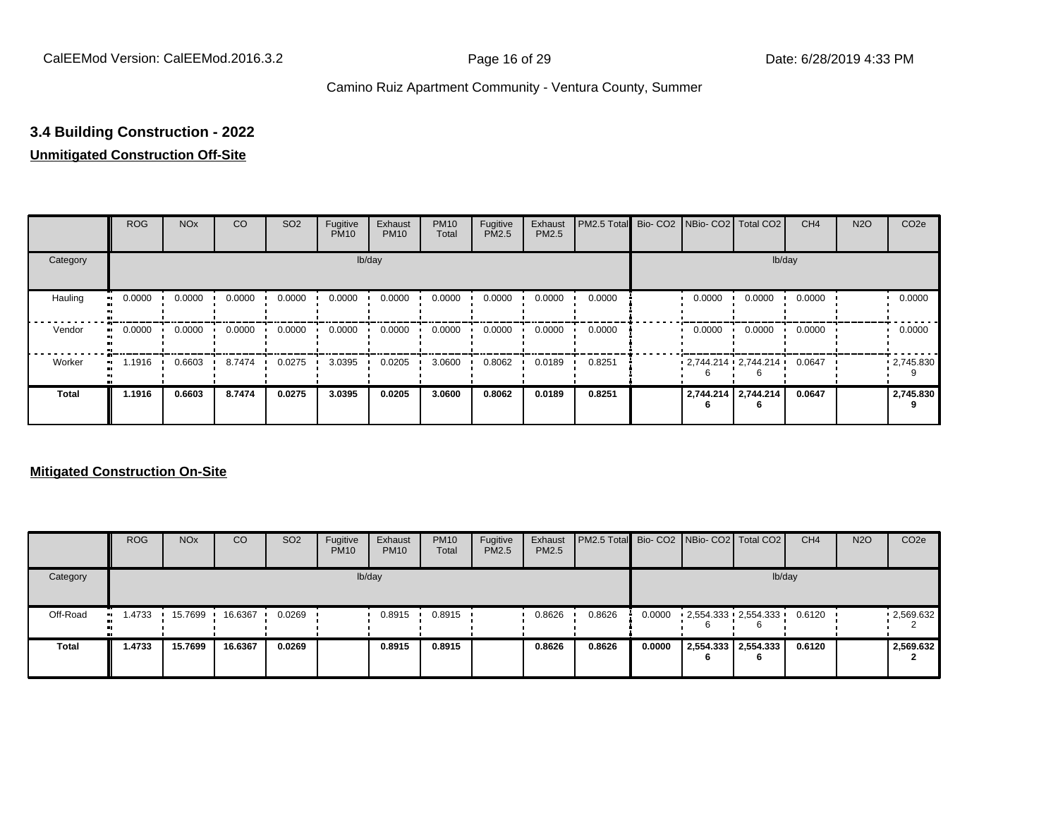## 3.4 Building Construction - 2022

**Unmitigated Construction Off-Site**

| | ROG | NOx | CO | SO2 | Fugitive PM10 | Exhaust PM10 | PM10 Total | Fugitive PM2.5 | Exhaust PM2.5 | PM2.5 Total | Bio- CO2 | NBio- CO2 | Total CO2 | CH4 | N2O | CO2e |
|---|---|---|---|---|---|---|---|---|---|---|---|---|---|---|---|---|
| Category | lb/day | | | | | | | | | | lb/day | | | | | |
| Hauling | 0.0000 | 0.0000 | 0.0000 | 0.0000 | 0.0000 | 0.0000 | 0.0000 | 0.0000 | 0.0000 | 0.0000 | | 0.0000 | 0.0000 | 0.0000 | | 0.0000 |
| Vendor | 0.0000 | 0.0000 | 0.0000 | 0.0000 | 0.0000 | 0.0000 | 0.0000 | 0.0000 | 0.0000 | 0.0000 | | 0.0000 | 0.0000 | 0.0000 | | 0.0000 |
| Worker | 1.1916 | 0.6603 | 8.7474 | 0.0275 | 3.0395 | 0.0205 | 3.0600 | 0.8062 | 0.0189 | 0.8251 | | 2,744.2146 | 2,744.2146 | 0.0647 | | 2,745.8309 |
| **Total** | **1.1916** | **0.6603** | **8.7474** | **0.0275** | **3.0395** | **0.0205** | **3.0600** | **0.8062** | **0.0189** | **0.8251** | | **2,744.2146** | **2,744.2146** | **0.0647** | | **2,745.8309** |

**Mitigated Construction On-Site**

| | ROG | NOx | CO | SO2 | Fugitive PM10 | Exhaust PM10 | PM10 Total | Fugitive PM2.5 | Exhaust PM2.5 | PM2.5 Total | Bio- CO2 | NBio- CO2 | Total CO2 | CH4 | N2O | CO2e |
|---|---|---|---|---|---|---|---|---|---|---|---|---|---|---|---|---|
| Category | lb/day | | | | | | | | | | lb/day | | | | | |
| Off-Road | 1.4733 | 15.7699 | 16.6367 | 0.0269 | | 0.8915 | 0.8915 | | 0.8626 | 0.8626 | 0.0000 | 2,554.3336 | 2,554.3336 | 0.6120 | | 2,569.6322 |
| **Total** | **1.4733** | **15.7699** | **16.6367** | **0.0269** | | **0.8915** | **0.8915** | | **0.8626** | **0.8626** | **0.0000** | **2,554.3336** | **2,554.3336** | **0.6120** | | **2,569.6322** |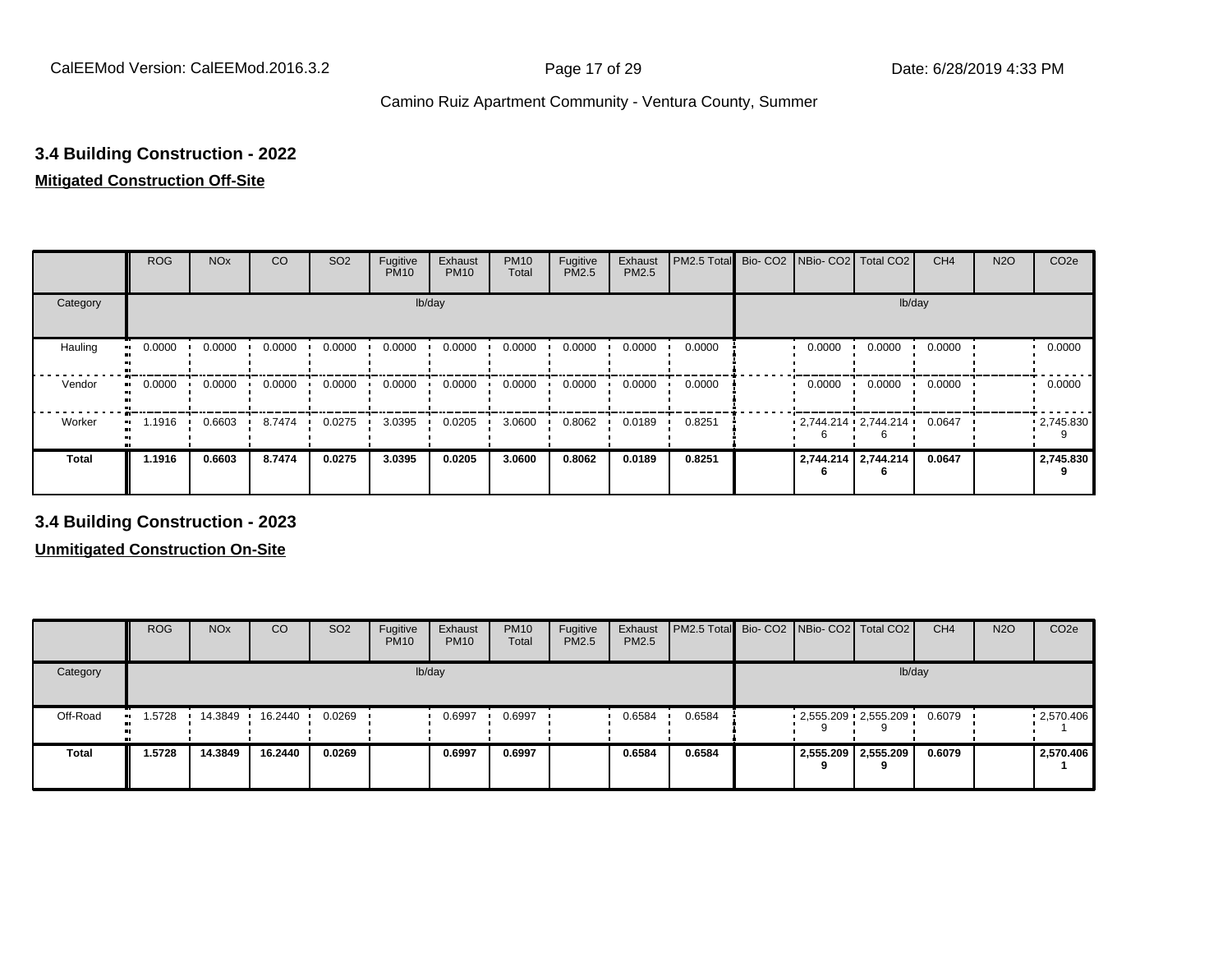## 3.4 Building Construction - 2022

**Mitigated Construction Off-Site**

| | ROG | NOx | CO | SO2 | Fugitive PM10 | Exhaust PM10 | PM10 Total | Fugitive PM2.5 | Exhaust PM2.5 | PM2.5 Total | Bio- CO2 | NBio- CO2 | Total CO2 | CH4 | N2O | CO2e |
|---|---|---|---|---|---|---|---|---|---|---|---|---|---|---|---|---|
| Category | | | | | lb/day | | | | | | | | | lb/day | | |
| Hauling | 0.0000 | 0.0000 | 0.0000 | 0.0000 | 0.0000 | 0.0000 | 0.0000 | 0.0000 | 0.0000 | 0.0000 | | 0.0000 | 0.0000 | 0.0000 | | 0.0000 |
| Vendor | 0.0000 | 0.0000 | 0.0000 | 0.0000 | 0.0000 | 0.0000 | 0.0000 | 0.0000 | 0.0000 | 0.0000 | | 0.0000 | 0.0000 | 0.0000 | | 0.0000 |
| Worker | 1.1916 | 0.6603 | 8.7474 | 0.0275 | 3.0395 | 0.0205 | 3.0600 | 0.8062 | 0.0189 | 0.8251 | | 2,744.2146 | 2,744.2146 | 0.0647 | | 2,745.8309 |
| **Total** | **1.1916** | **0.6603** | **8.7474** | **0.0275** | **3.0395** | **0.0205** | **3.0600** | **0.8062** | **0.0189** | **0.8251** | | **2,744.2146** | **2,744.2146** | **0.0647** | | **2,745.8309** |

## 3.4 Building Construction - 2023

**Unmitigated Construction On-Site**

| | ROG | NOx | CO | SO2 | Fugitive PM10 | Exhaust PM10 | PM10 Total | Fugitive PM2.5 | Exhaust PM2.5 | PM2.5 Total | Bio- CO2 | NBio- CO2 | Total CO2 | CH4 | N2O | CO2e |
|---|---|---|---|---|---|---|---|---|---|---|---|---|---|---|---|---|
| Category | | | | | lb/day | | | | | | | | | lb/day | | |
| Off-Road | 1.5728 | 14.3849 | 16.2440 | 0.0269 | | 0.6997 | 0.6997 | | 0.6584 | 0.6584 | | 2,555.2099 | 2,555.2099 | 0.6079 | | 2,570.4061 |
| **Total** | **1.5728** | **14.3849** | **16.2440** | **0.0269** | | **0.6997** | **0.6997** | | **0.6584** | **0.6584** | | **2,555.2099** | **2,555.2099** | **0.6079** | | **2,570.4061** |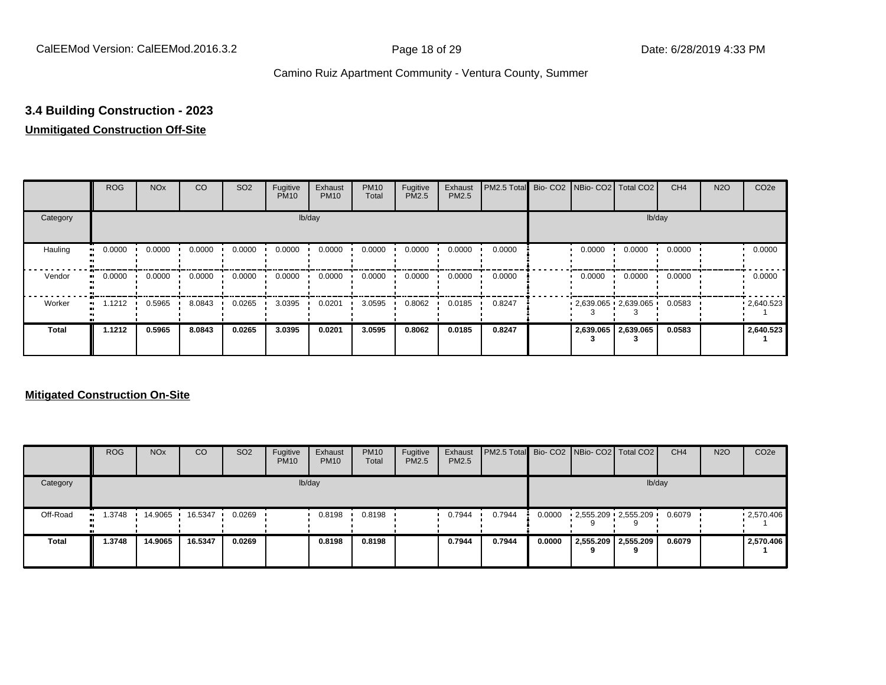## 3.4 Building Construction - 2023

**Unmitigated Construction Off-Site**

| | ROG | NOx | CO | SO2 | Fugitive PM10 | Exhaust PM10 | PM10 Total | Fugitive PM2.5 | Exhaust PM2.5 | PM2.5 Total | Bio- CO2 | NBio- CO2 | Total CO2 | CH4 | N2O | CO2e |
|---|---|---|---|---|---|---|---|---|---|---|---|---|---|---|---|---|
| Category | | | | | | lb/day | | | | | | | | lb/day | | |
| Hauling | 0.0000 | 0.0000 | 0.0000 | 0.0000 | 0.0000 | 0.0000 | 0.0000 | 0.0000 | 0.0000 | 0.0000 | | 0.0000 | 0.0000 | 0.0000 | | 0.0000 |
| Vendor | 0.0000 | 0.0000 | 0.0000 | 0.0000 | 0.0000 | 0.0000 | 0.0000 | 0.0000 | 0.0000 | 0.0000 | | 0.0000 | 0.0000 | 0.0000 | | 0.0000 |
| Worker | 1.1212 | 0.5965 | 8.0843 | 0.0265 | 3.0395 | 0.0201 | 3.0595 | 0.8062 | 0.0185 | 0.8247 | | 2,639.065 3 | 2,639.065 3 | 0.0583 | | 2,640.523 1 |
| **Total** | **1.1212** | **0.5965** | **8.0843** | **0.0265** | **3.0395** | **0.0201** | **3.0595** | **0.8062** | **0.0185** | **0.8247** | | **2,639.065 3** | **2,639.065 3** | **0.0583** | | **2,640.523 1** |

**Mitigated Construction On-Site**

| | ROG | NOx | CO | SO2 | Fugitive PM10 | Exhaust PM10 | PM10 Total | Fugitive PM2.5 | Exhaust PM2.5 | PM2.5 Total | Bio- CO2 | NBio- CO2 | Total CO2 | CH4 | N2O | CO2e |
|---|---|---|---|---|---|---|---|---|---|---|---|---|---|---|---|---|
| Category | | | | | | lb/day | | | | | | | | lb/day | | |
| Off-Road | 1.3748 | 14.9065 | 16.5347 | 0.0269 | | 0.8198 | 0.8198 | | 0.7944 | 0.7944 | 0.0000 | 2,555.209 9 | 2,555.209 9 | 0.6079 | | 2,570.406 1 |
| **Total** | **1.3748** | **14.9065** | **16.5347** | **0.0269** | | **0.8198** | **0.8198** | | **0.7944** | **0.7944** | **0.0000** | **2,555.209 9** | **2,555.209 9** | **0.6079** | | **2,570.406 1** |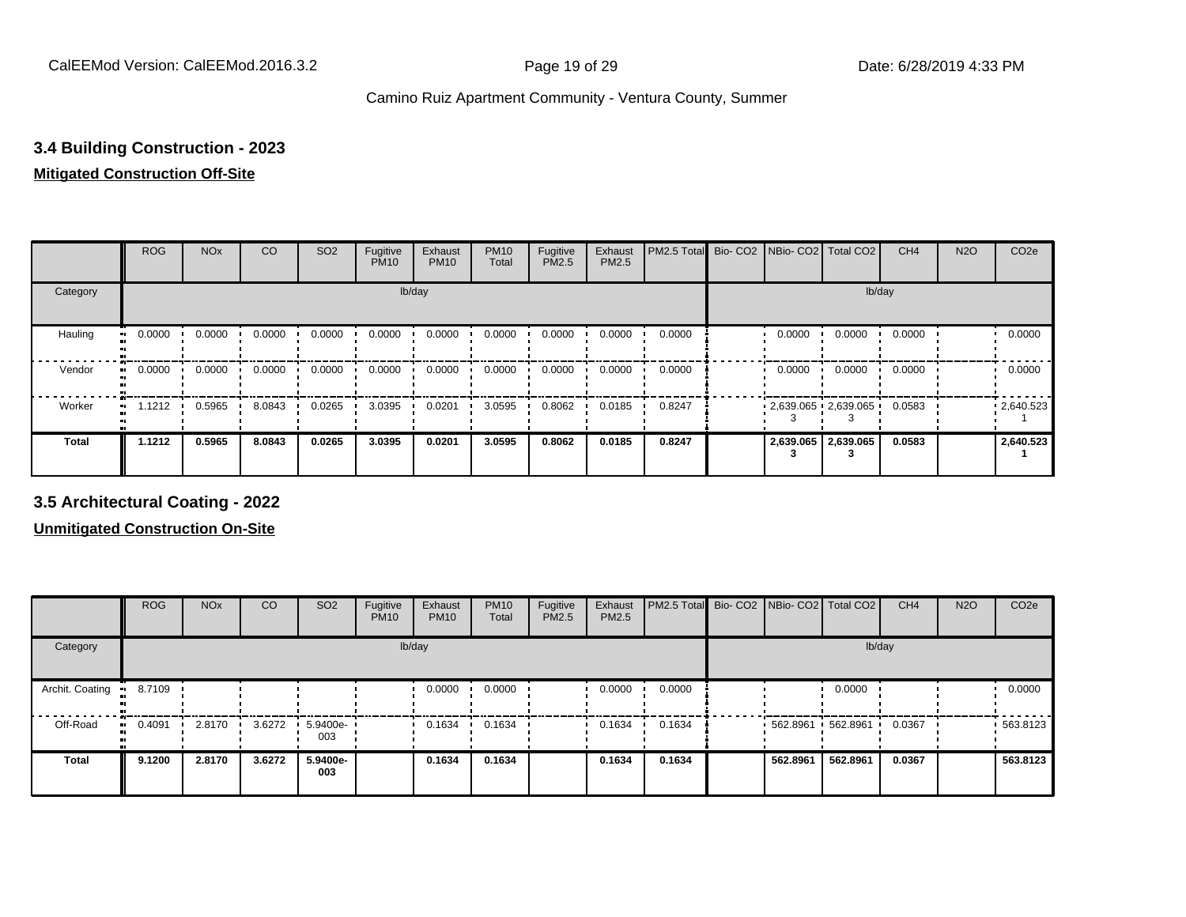## 3.4 Building Construction - 2023

**Mitigated Construction Off-Site**

| | ROG | NOx | CO | SO2 | Fugitive PM10 | Exhaust PM10 | PM10 Total | Fugitive PM2.5 | Exhaust PM2.5 | PM2.5 Total | Bio- CO2 | NBio- CO2 | Total CO2 | CH4 | N2O | CO2e |
|---|---|---|---|---|---|---|---|---|---|---|---|---|---|---|---|---|
| Category | lb/day | | | | | | | | | | lb/day | | | | | |
| Hauling | 0.0000 | 0.0000 | 0.0000 | 0.0000 | 0.0000 | 0.0000 | 0.0000 | 0.0000 | 0.0000 | 0.0000 | | 0.0000 | 0.0000 | 0.0000 | | 0.0000 |
| Vendor | 0.0000 | 0.0000 | 0.0000 | 0.0000 | 0.0000 | 0.0000 | 0.0000 | 0.0000 | 0.0000 | 0.0000 | | 0.0000 | 0.0000 | 0.0000 | | 0.0000 |
| Worker | 1.1212 | 0.5965 | 8.0843 | 0.0265 | 3.0395 | 0.0201 | 3.0595 | 0.8062 | 0.0185 | 0.8247 | | 2,639.0653 | 2,639.0653 | 0.0583 | | 2,640.5231 |
| **Total** | **1.1212** | **0.5965** | **8.0843** | **0.0265** | **3.0395** | **0.0201** | **3.0595** | **0.8062** | **0.0185** | **0.8247** | | **2,639.0653** | **2,639.0653** | **0.0583** | | **2,640.5231** |

## 3.5 Architectural Coating - 2022

**Unmitigated Construction On-Site**

| | ROG | NOx | CO | SO2 | Fugitive PM10 | Exhaust PM10 | PM10 Total | Fugitive PM2.5 | Exhaust PM2.5 | PM2.5 Total | Bio- CO2 | NBio- CO2 | Total CO2 | CH4 | N2O | CO2e |
|---|---|---|---|---|---|---|---|---|---|---|---|---|---|---|---|---|
| Category | lb/day | | | | | | | | | | lb/day | | | | | |
| Archit. Coating | 8.7109 | | | | | 0.0000 | 0.0000 | | 0.0000 | 0.0000 | | | 0.0000 | | | 0.0000 |
| Off-Road | 0.4091 | 2.8170 | 3.6272 | 5.9400e-003 | | 0.1634 | 0.1634 | | 0.1634 | 0.1634 | | 562.8961 | 562.8961 | 0.0367 | | 563.8123 |
| **Total** | **9.1200** | **2.8170** | **3.6272** | **5.9400e-003** | | **0.1634** | **0.1634** | | **0.1634** | **0.1634** | | **562.8961** | **562.8961** | **0.0367** | | **563.8123** |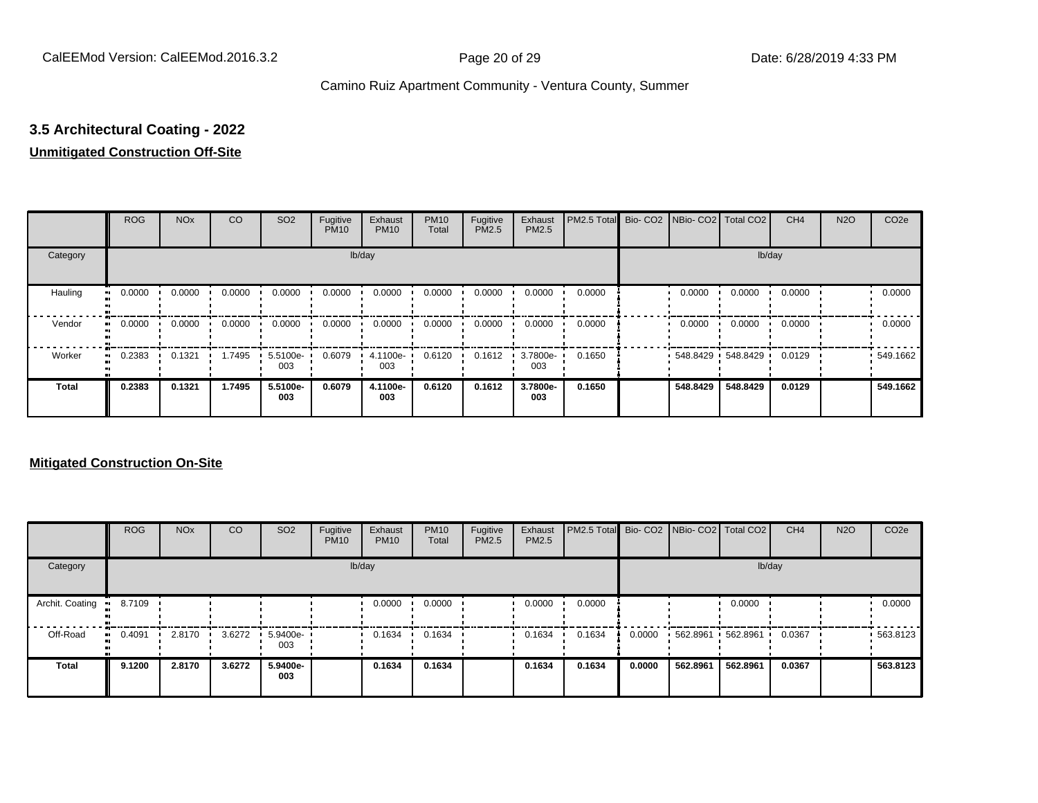## 3.5 Architectural Coating - 2022

**Unmitigated Construction Off-Site**

| | ROG | NOx | CO | SO2 | Fugitive PM10 | Exhaust PM10 | PM10 Total | Fugitive PM2.5 | Exhaust PM2.5 | PM2.5 Total | Bio- CO2 | NBio- CO2 | Total CO2 | CH4 | N2O | CO2e |
|---|---|---|---|---|---|---|---|---|---|---|---|---|---|---|---|---|
| Category | lb/day | | | | | | | | | | lb/day | | | | | |
| Hauling | 0.0000 | 0.0000 | 0.0000 | 0.0000 | 0.0000 | 0.0000 | 0.0000 | 0.0000 | 0.0000 | 0.0000 | | 0.0000 | 0.0000 | 0.0000 | | 0.0000 |
| Vendor | 0.0000 | 0.0000 | 0.0000 | 0.0000 | 0.0000 | 0.0000 | 0.0000 | 0.0000 | 0.0000 | 0.0000 | | 0.0000 | 0.0000 | 0.0000 | | 0.0000 |
| Worker | 0.2383 | 0.1321 | 1.7495 | 5.5100e-003 | 0.6079 | 4.1100e-003 | 0.6120 | 0.1612 | 3.7800e-003 | 0.1650 | | 548.8429 | 548.8429 | 0.0129 | | 549.1662 |
| **Total** | **0.2383** | **0.1321** | **1.7495** | **5.5100e-003** | **0.6079** | **4.1100e-003** | **0.6120** | **0.1612** | **3.7800e-003** | **0.1650** | | **548.8429** | **548.8429** | **0.0129** | | **549.1662** |

**Mitigated Construction On-Site**

| | ROG | NOx | CO | SO2 | Fugitive PM10 | Exhaust PM10 | PM10 Total | Fugitive PM2.5 | Exhaust PM2.5 | PM2.5 Total | Bio- CO2 | NBio- CO2 | Total CO2 | CH4 | N2O | CO2e |
|---|---|---|---|---|---|---|---|---|---|---|---|---|---|---|---|---|
| Category | lb/day | | | | | | | | | | lb/day | | | | | |
| Archit. Coating | 8.7109 | | | | | 0.0000 | 0.0000 | | 0.0000 | 0.0000 | | | 0.0000 | | | 0.0000 |
| Off-Road | 0.4091 | 2.8170 | 3.6272 | 5.9400e-003 | | 0.1634 | 0.1634 | | 0.1634 | 0.1634 | 0.0000 | 562.8961 | 562.8961 | 0.0367 | | 563.8123 |
| **Total** | **9.1200** | **2.8170** | **3.6272** | **5.9400e-003** | | **0.1634** | **0.1634** | | **0.1634** | **0.1634** | **0.0000** | **562.8961** | **562.8961** | **0.0367** | | **563.8123** |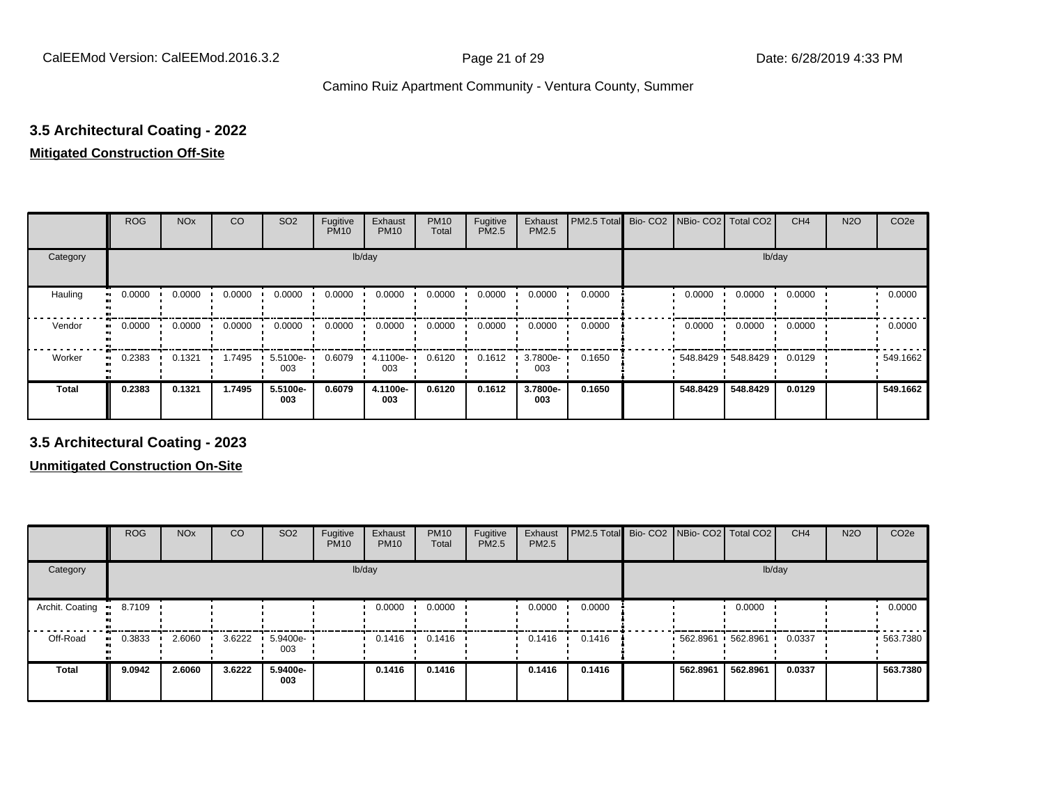## 3.5 Architectural Coating - 2022

**Mitigated Construction Off-Site**

| | ROG | NOx | CO | SO2 | Fugitive PM10 | Exhaust PM10 | PM10 Total | Fugitive PM2.5 | Exhaust PM2.5 | PM2.5 Total | Bio- CO2 | NBio- CO2 | Total CO2 | CH4 | N2O | CO2e |
|---|---|---|---|---|---|---|---|---|---|---|---|---|---|---|---|---|
| Category | lb/day | | | | | | | | | | lb/day | | | | | |
| Hauling | 0.0000 | 0.0000 | 0.0000 | 0.0000 | 0.0000 | 0.0000 | 0.0000 | 0.0000 | 0.0000 | 0.0000 | | 0.0000 | 0.0000 | 0.0000 | | 0.0000 |
| Vendor | 0.0000 | 0.0000 | 0.0000 | 0.0000 | 0.0000 | 0.0000 | 0.0000 | 0.0000 | 0.0000 | 0.0000 | | 0.0000 | 0.0000 | 0.0000 | | 0.0000 |
| Worker | 0.2383 | 0.1321 | 1.7495 | 5.5100e-003 | 0.6079 | 4.1100e-003 | 0.6120 | 0.1612 | 3.7800e-003 | 0.1650 | | 548.8429 | 548.8429 | 0.0129 | | 549.1662 |
| **Total** | **0.2383** | **0.1321** | **1.7495** | **5.5100e-003** | **0.6079** | **4.1100e-003** | **0.6120** | **0.1612** | **3.7800e-003** | **0.1650** | | **548.8429** | **548.8429** | **0.0129** | | **549.1662** |

## 3.5 Architectural Coating - 2023

**Unmitigated Construction On-Site**

| | ROG | NOx | CO | SO2 | Fugitive PM10 | Exhaust PM10 | PM10 Total | Fugitive PM2.5 | Exhaust PM2.5 | PM2.5 Total | Bio- CO2 | NBio- CO2 | Total CO2 | CH4 | N2O | CO2e |
|---|---|---|---|---|---|---|---|---|---|---|---|---|---|---|---|---|
| Category | lb/day | | | | | | | | | | lb/day | | | | | |
| Archit. Coating | 8.7109 | | | | | 0.0000 | 0.0000 | | 0.0000 | 0.0000 | | | 0.0000 | | | 0.0000 |
| Off-Road | 0.3833 | 2.6060 | 3.6222 | 5.9400e-003 | | 0.1416 | 0.1416 | | 0.1416 | 0.1416 | | 562.8961 | 562.8961 | 0.0337 | | 563.7380 |
| **Total** | **9.0942** | **2.6060** | **3.6222** | **5.9400e-003** | | **0.1416** | **0.1416** | | **0.1416** | **0.1416** | | **562.8961** | **562.8961** | **0.0337** | | **563.7380** |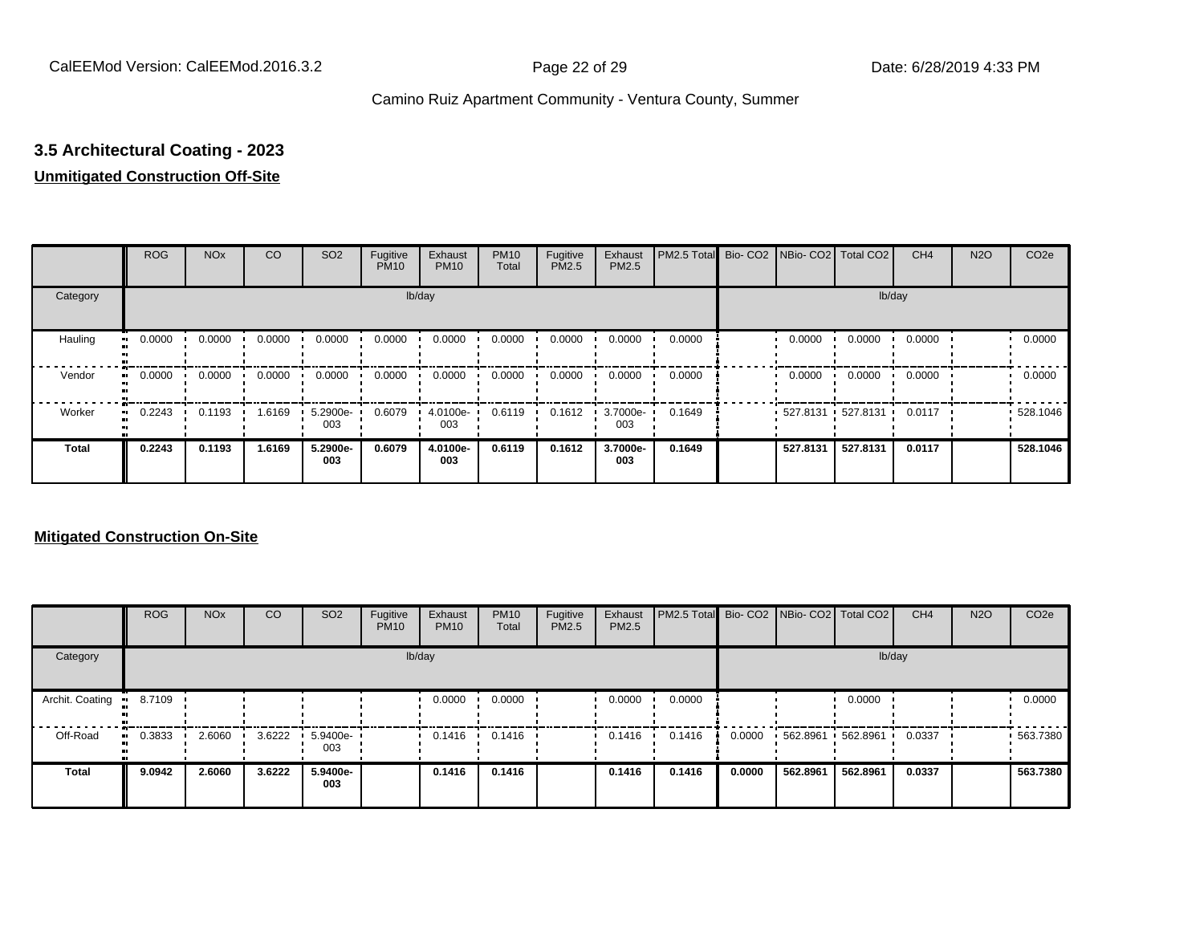## 3.5 Architectural Coating - 2023

**Unmitigated Construction Off-Site**

| | ROG | NOx | CO | SO2 | Fugitive PM10 | Exhaust PM10 | PM10 Total | Fugitive PM2.5 | Exhaust PM2.5 | PM2.5 Total | Bio- CO2 | NBio- CO2 | Total CO2 | CH4 | N2O | CO2e |
|---|---|---|---|---|---|---|---|---|---|---|---|---|---|---|---|---|
| Category | lb/day | | | | | | | | | | lb/day | | | | | |
| Hauling | 0.0000 | 0.0000 | 0.0000 | 0.0000 | 0.0000 | 0.0000 | 0.0000 | 0.0000 | 0.0000 | 0.0000 | | 0.0000 | 0.0000 | 0.0000 | | 0.0000 |
| Vendor | 0.0000 | 0.0000 | 0.0000 | 0.0000 | 0.0000 | 0.0000 | 0.0000 | 0.0000 | 0.0000 | 0.0000 | | 0.0000 | 0.0000 | 0.0000 | | 0.0000 |
| Worker | 0.2243 | 0.1193 | 1.6169 | 5.2900e-003 | 0.6079 | 4.0100e-003 | 0.6119 | 0.1612 | 3.7000e-003 | 0.1649 | | 527.8131 | 527.8131 | 0.0117 | | 528.1046 |
| **Total** | **0.2243** | **0.1193** | **1.6169** | **5.2900e-003** | **0.6079** | **4.0100e-003** | **0.6119** | **0.1612** | **3.7000e-003** | **0.1649** | | **527.8131** | **527.8131** | **0.0117** | | **528.1046** |

**Mitigated Construction On-Site**

| | ROG | NOx | CO | SO2 | Fugitive PM10 | Exhaust PM10 | PM10 Total | Fugitive PM2.5 | Exhaust PM2.5 | PM2.5 Total | Bio- CO2 | NBio- CO2 | Total CO2 | CH4 | N2O | CO2e |
|---|---|---|---|---|---|---|---|---|---|---|---|---|---|---|---|---|
| Category | lb/day | | | | | | | | | | lb/day | | | | | |
| Archit. Coating | 8.7109 | | | | | 0.0000 | 0.0000 | | 0.0000 | 0.0000 | | | 0.0000 | | | 0.0000 |
| Off-Road | 0.3833 | 2.6060 | 3.6222 | 5.9400e-003 | | 0.1416 | 0.1416 | | 0.1416 | 0.1416 | 0.0000 | 562.8961 | 562.8961 | 0.0337 | | 563.7380 |
| **Total** | **9.0942** | **2.6060** | **3.6222** | **5.9400e-003** | | **0.1416** | **0.1416** | | **0.1416** | **0.1416** | **0.0000** | **562.8961** | **562.8961** | **0.0337** | | **563.7380** |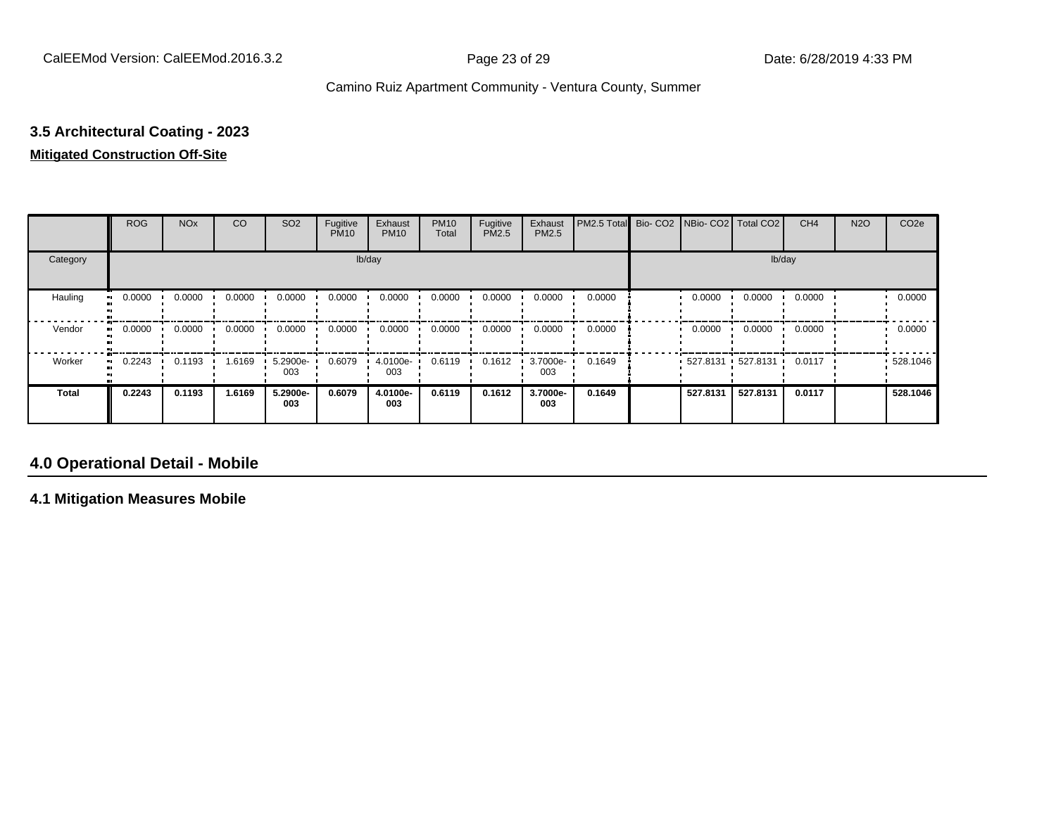### 3.5 Architectural Coating - 2023

**Mitigated Construction Off-Site**

| | ROG | NOx | CO | SO2 | Fugitive PM10 | Exhaust PM10 | PM10 Total | Fugitive PM2.5 | Exhaust PM2.5 | PM2.5 Total | Bio- CO2 | NBio- CO2 | Total CO2 | CH4 | N2O | CO2e |
|---|---|---|---|---|---|---|---|---|---|---|---|---|---|---|---|---|
| Category | | | | | | lb/day | | | | | | | | lb/day | | |
| Hauling | 0.0000 | 0.0000 | 0.0000 | 0.0000 | 0.0000 | 0.0000 | 0.0000 | 0.0000 | 0.0000 | 0.0000 | | 0.0000 | 0.0000 | 0.0000 | | 0.0000 |
| Vendor | 0.0000 | 0.0000 | 0.0000 | 0.0000 | 0.0000 | 0.0000 | 0.0000 | 0.0000 | 0.0000 | 0.0000 | | 0.0000 | 0.0000 | 0.0000 | | 0.0000 |
| Worker | 0.2243 | 0.1193 | 1.6169 | 5.2900e-003 | 0.6079 | 4.0100e-003 | 0.6119 | 0.1612 | 3.7000e-003 | 0.1649 | | 527.8131 | 527.8131 | 0.0117 | | 528.1046 |
| **Total** | **0.2243** | **0.1193** | **1.6169** | **5.2900e-003** | **0.6079** | **4.0100e-003** | **0.6119** | **0.1612** | **3.7000e-003** | **0.1649** | | **527.8131** | **527.8131** | **0.0117** | | **528.1046** |

## 4.0 Operational Detail - Mobile

### 4.1 Mitigation Measures Mobile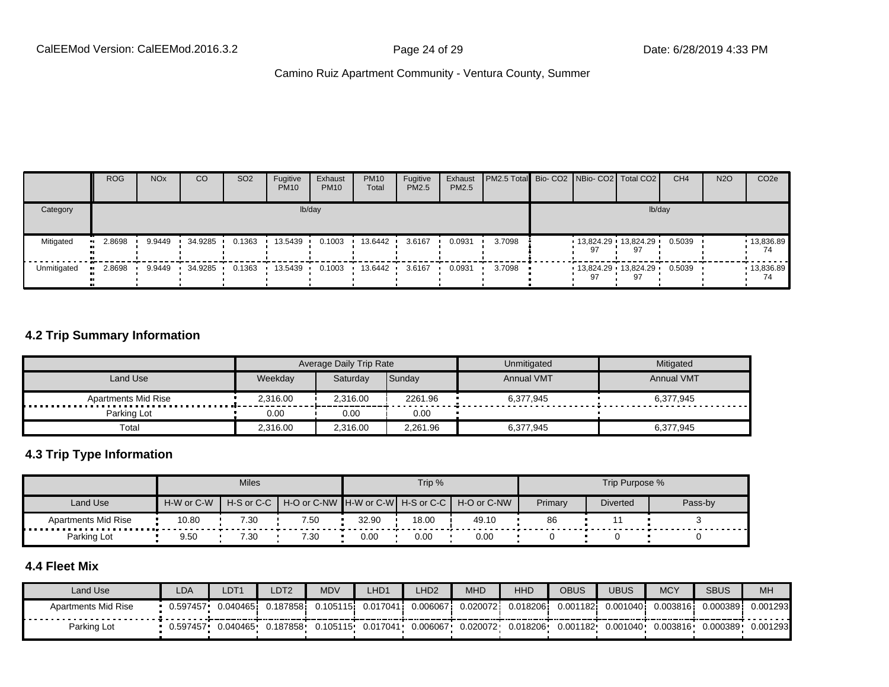| | ROG | NOx | CO | SO2 | Fugitive PM10 | Exhaust PM10 | PM10 Total | Fugitive PM2.5 | Exhaust PM2.5 | PM2.5 Total | Bio- CO2 | NBio- CO2 | Total CO2 | CH4 | N2O | CO2e |
|---|---|---|---|---|---|---|---|---|---|---|---|---|---|---|---|---|
| Category | lb/day | | | | | | | | | | lb/day | | | | | |
| Mitigated | 2.8698 | 9.9449 | 34.9285 | 0.1363 | 13.5439 | 0.1003 | 13.6442 | 3.6167 | 0.0931 | 3.7098 | | 13,824.2997 | 13,824.2997 | 0.5039 | | 13,836.8974 |
| Unmitigated | 2.8698 | 9.9449 | 34.9285 | 0.1363 | 13.5439 | 0.1003 | 13.6442 | 3.6167 | 0.0931 | 3.7098 | | 13,824.2997 | 13,824.2997 | 0.5039 | | 13,836.8974 |

## 4.2 Trip Summary Information

| | Average Daily Trip Rate | | | Unmitigated | Mitigated |
|---|---|---|---|---|---|
| Land Use | Weekday | Saturday | Sunday | Annual VMT | Annual VMT |
| Apartments Mid Rise | 2,316.00 | 2,316.00 | 2261.96 | 6,377,945 | 6,377,945 |
| Parking Lot | 0.00 | 0.00 | 0.00 | | |
| Total | 2,316.00 | 2,316.00 | 2,261.96 | 6,377,945 | 6,377,945 |

## 4.3 Trip Type Information

| | Miles | | | Trip % | | | Trip Purpose % | | |
|---|---|---|---|---|---|---|---|---|---|
| Land Use | H-W or C-W | H-S or C-C | H-O or C-NW | H-W or C-W | H-S or C-C | H-O or C-NW | Primary | Diverted | Pass-by |
| Apartments Mid Rise | 10.80 | 7.30 | 7.50 | 32.90 | 18.00 | 49.10 | 86 | 11 | 3 |
| Parking Lot | 9.50 | 7.30 | 7.30 | 0.00 | 0.00 | 0.00 | 0 | 0 | 0 |

## 4.4 Fleet Mix

| Land Use | LDA | LDT1 | LDT2 | MDV | LHD1 | LHD2 | MHD | HHD | OBUS | UBUS | MCY | SBUS | MH |
|---|---|---|---|---|---|---|---|---|---|---|---|---|---|
| Apartments Mid Rise | 0.597457 | 0.040465 | 0.187858 | 0.105115 | 0.017041 | 0.006067 | 0.020072 | 0.018206 | 0.001182 | 0.001040 | 0.003816 | 0.000389 | 0.001293 |
| Parking Lot | 0.597457 | 0.040465 | 0.187858 | 0.105115 | 0.017041 | 0.006067 | 0.020072 | 0.018206 | 0.001182 | 0.001040 | 0.003816 | 0.000389 | 0.001293 |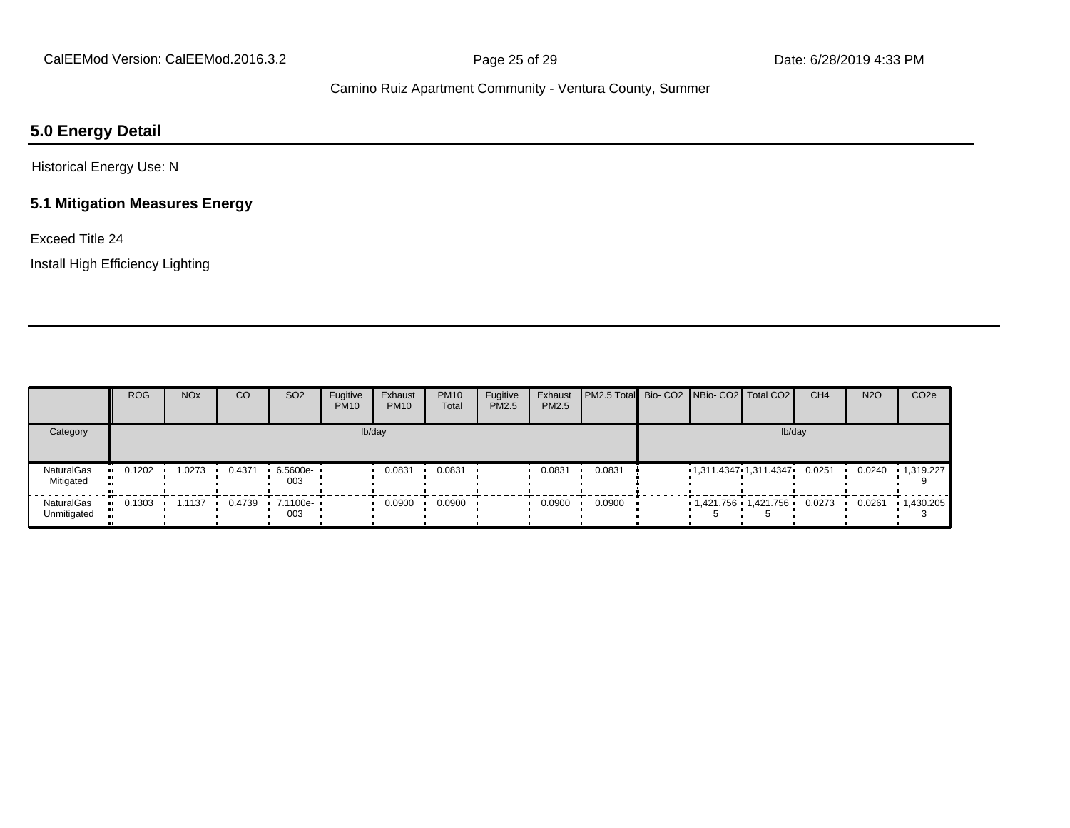## 5.0 Energy Detail

Historical Energy Use: N

### 5.1 Mitigation Measures Energy

Exceed Title 24

Install High Efficiency Lighting

| | ROG | NOx | CO | SO2 | Fugitive PM10 | Exhaust PM10 | PM10 Total | Fugitive PM2.5 | Exhaust PM2.5 | PM2.5 Total | Bio- CO2 | NBio- CO2 | Total CO2 | CH4 | N2O | CO2e |
|---|---|---|---|---|---|---|---|---|---|---|---|---|---|---|---|---|
| Category | lb/day | | | | | | | | | | lb/day | | | | | |
| NaturalGas Mitigated | 0.1202 | 1.0273 | 0.4371 | 6.5600e-003 | | 0.0831 | 0.0831 | | 0.0831 | 0.0831 | | 1,311.4347 | 1,311.4347 | 0.0251 | 0.0240 | 1,319.2279 |
| NaturalGas Unmitigated | 0.1303 | 1.1137 | 0.4739 | 7.1100e-003 | | 0.0900 | 0.0900 | | 0.0900 | 0.0900 | | 1,421.7565 | 1,421.7565 | 0.0273 | 0.0261 | 1,430.2053 |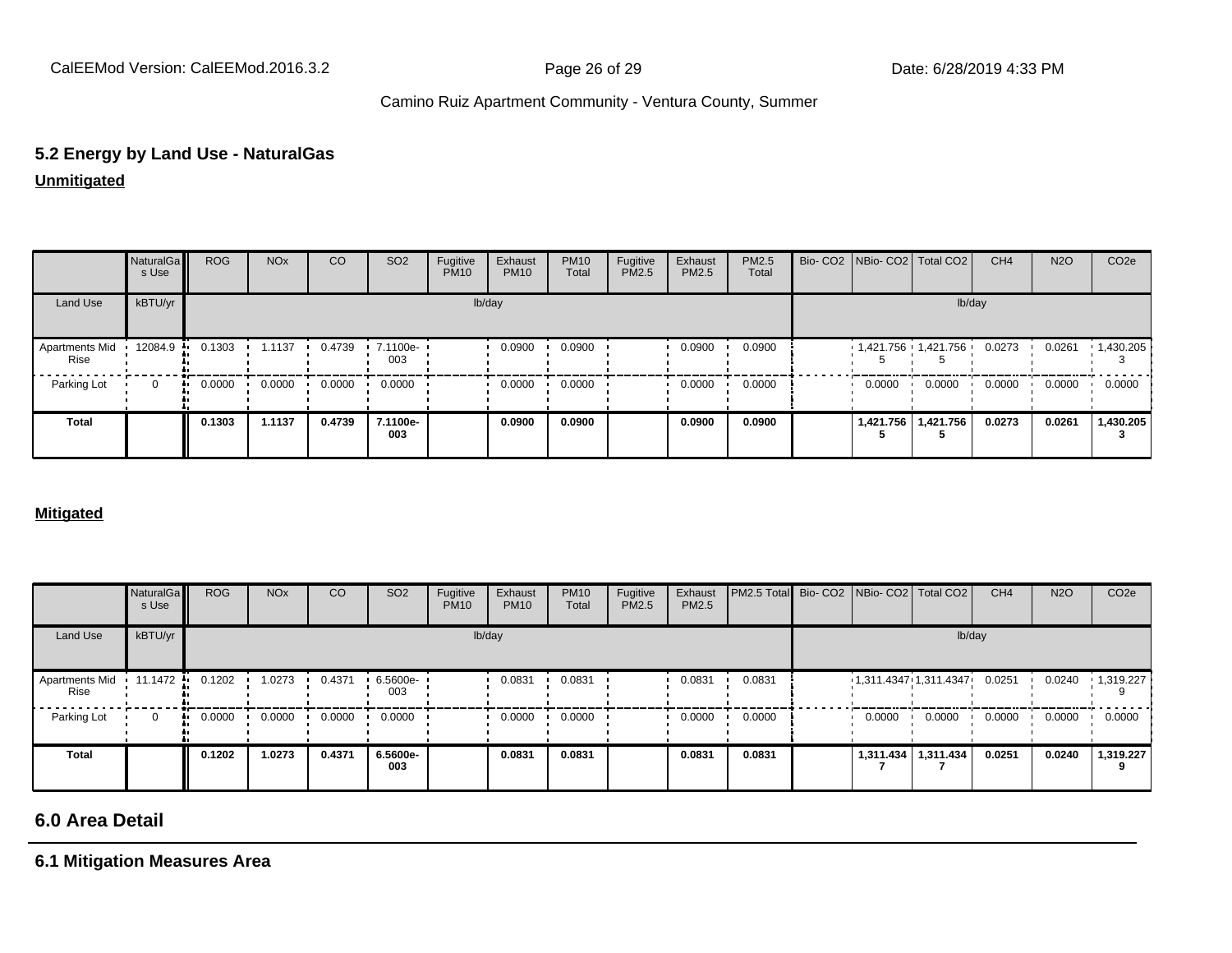## 5.2 Energy by Land Use - NaturalGas

**Unmitigated**

| | NaturalGas Use | ROG | NOx | CO | SO2 | Fugitive PM10 | Exhaust PM10 | PM10 Total | Fugitive PM2.5 | Exhaust PM2.5 | PM2.5 Total | Bio- CO2 | NBio- CO2 | Total CO2 | CH4 | N2O | CO2e |
|---|---|---|---|---|---|---|---|---|---|---|---|---|---|---|---|---|---|
| Land Use | kBTU/yr | lb/day | | | | | | | | | | lb/day | | | | | |
| Apartments Mid Rise | 12084.9 | 0.1303 | 1.1137 | 0.4739 | 7.1100e-003 | | 0.0900 | 0.0900 | | 0.0900 | 0.0900 | | 1,421.7565 | 1,421.7565 | 0.0273 | 0.0261 | 1,430.2053 |
| Parking Lot | 0 | 0.0000 | 0.0000 | 0.0000 | 0.0000 | | 0.0000 | 0.0000 | | 0.0000 | 0.0000 | | 0.0000 | 0.0000 | 0.0000 | 0.0000 | 0.0000 |
| **Total** | | **0.1303** | **1.1137** | **0.4739** | **7.1100e-003** | | **0.0900** | **0.0900** | | **0.0900** | **0.0900** | | **1,421.7565** | **1,421.7565** | **0.0273** | **0.0261** | **1,430.2053** |

**Mitigated**

| | NaturalGas Use | ROG | NOx | CO | SO2 | Fugitive PM10 | Exhaust PM10 | PM10 Total | Fugitive PM2.5 | Exhaust PM2.5 | PM2.5 Total | Bio- CO2 | NBio- CO2 | Total CO2 | CH4 | N2O | CO2e |
|---|---|---|---|---|---|---|---|---|---|---|---|---|---|---|---|---|---|
| Land Use | kBTU/yr | lb/day | | | | | | | | | | lb/day | | | | | |
| Apartments Mid Rise | 11.1472 | 0.1202 | 1.0273 | 0.4371 | 6.5600e-003 | | 0.0831 | 0.0831 | | 0.0831 | 0.0831 | | 1,311.4347 | 1,311.4347 | 0.0251 | 0.0240 | 1,319.2279 |
| Parking Lot | 0 | 0.0000 | 0.0000 | 0.0000 | 0.0000 | | 0.0000 | 0.0000 | | 0.0000 | 0.0000 | | 0.0000 | 0.0000 | 0.0000 | 0.0000 | 0.0000 |
| **Total** | | **0.1202** | **1.0273** | **0.4371** | **6.5600e-003** | | **0.0831** | **0.0831** | | **0.0831** | **0.0831** | | **1,311.4347** | **1,311.4347** | **0.0251** | **0.0240** | **1,319.2279** |

## 6.0 Area Detail

### 6.1 Mitigation Measures Area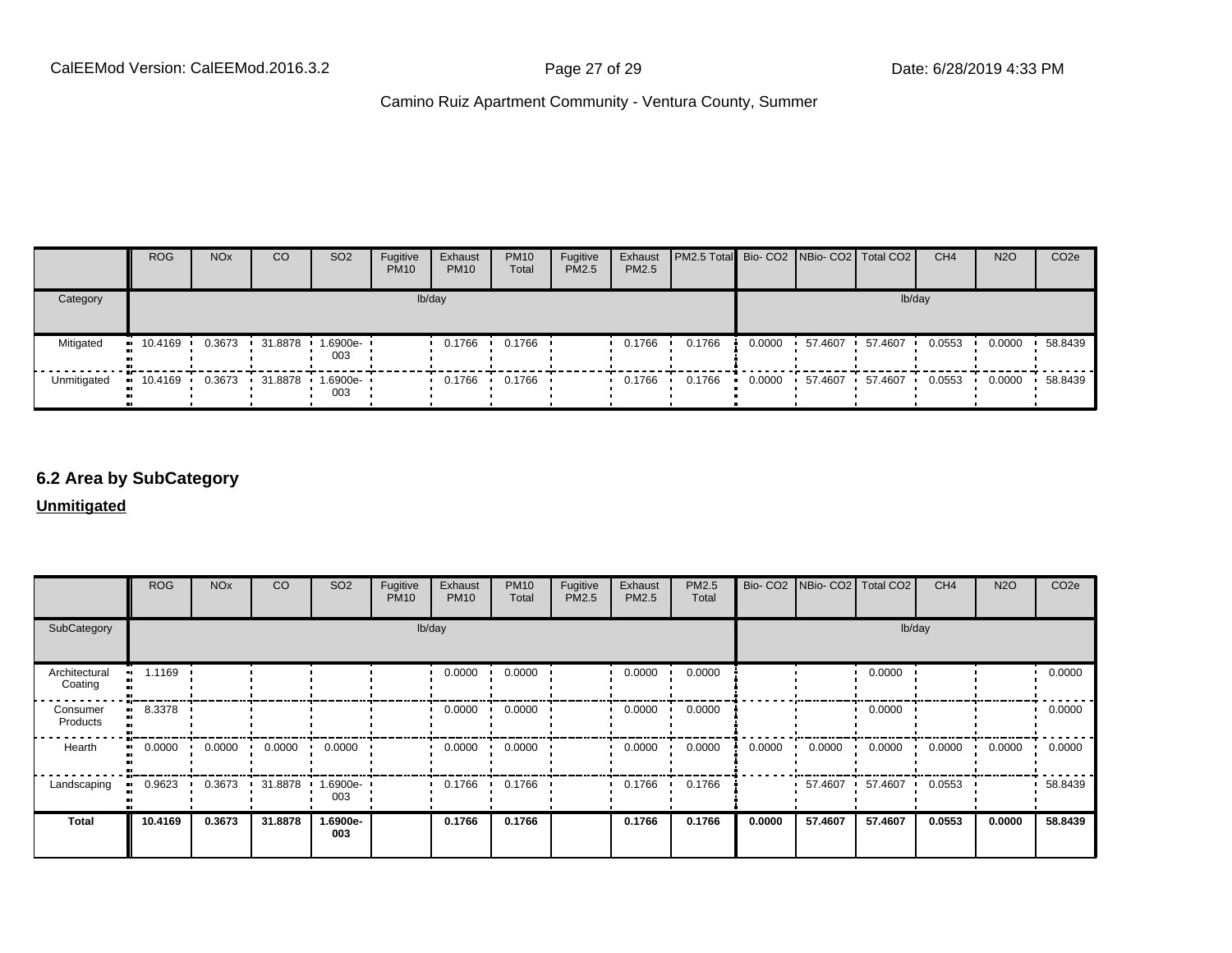| | ROG | NOx | CO | SO2 | Fugitive PM10 | Exhaust PM10 | PM10 Total | Fugitive PM2.5 | Exhaust PM2.5 | PM2.5 Total | Bio- CO2 | NBio- CO2 | Total CO2 | CH4 | N2O | CO2e |
|---|---|---|---|---|---|---|---|---|---|---|---|---|---|---|---|---|
| Category | lb/day | | | | | | | | | | lb/day | | | | | |
| Mitigated | 10.4169 | 0.3673 | 31.8878 | 1.6900e-003 | | 0.1766 | 0.1766 | | 0.1766 | 0.1766 | 0.0000 | 57.4607 | 57.4607 | 0.0553 | 0.0000 | 58.8439 |
| Unmitigated | 10.4169 | 0.3673 | 31.8878 | 1.6900e-003 | | 0.1766 | 0.1766 | | 0.1766 | 0.1766 | 0.0000 | 57.4607 | 57.4607 | 0.0553 | 0.0000 | 58.8439 |

## 6.2 Area by SubCategory

**Unmitigated**

| | ROG | NOx | CO | SO2 | Fugitive PM10 | Exhaust PM10 | PM10 Total | Fugitive PM2.5 | Exhaust PM2.5 | PM2.5 Total | Bio- CO2 | NBio- CO2 | Total CO2 | CH4 | N2O | CO2e |
|---|---|---|---|---|---|---|---|---|---|---|---|---|---|---|---|---|
| SubCategory | lb/day | | | | | | | | | | lb/day | | | | | |
| Architectural Coating | 1.1169 | | | | | 0.0000 | 0.0000 | | 0.0000 | 0.0000 | | | 0.0000 | | | 0.0000 |
| Consumer Products | 8.3378 | | | | | 0.0000 | 0.0000 | | 0.0000 | 0.0000 | | | 0.0000 | | | 0.0000 |
| Hearth | 0.0000 | 0.0000 | 0.0000 | 0.0000 | | 0.0000 | 0.0000 | | 0.0000 | 0.0000 | 0.0000 | 0.0000 | 0.0000 | 0.0000 | 0.0000 | 0.0000 |
| Landscaping | 0.9623 | 0.3673 | 31.8878 | 1.6900e-003 | | 0.1766 | 0.1766 | | 0.1766 | 0.1766 | | 57.4607 | 57.4607 | 0.0553 | | 58.8439 |
| **Total** | **10.4169** | **0.3673** | **31.8878** | **1.6900e-003** | | **0.1766** | **0.1766** | | **0.1766** | **0.1766** | **0.0000** | **57.4607** | **57.4607** | **0.0553** | **0.0000** | **58.8439** |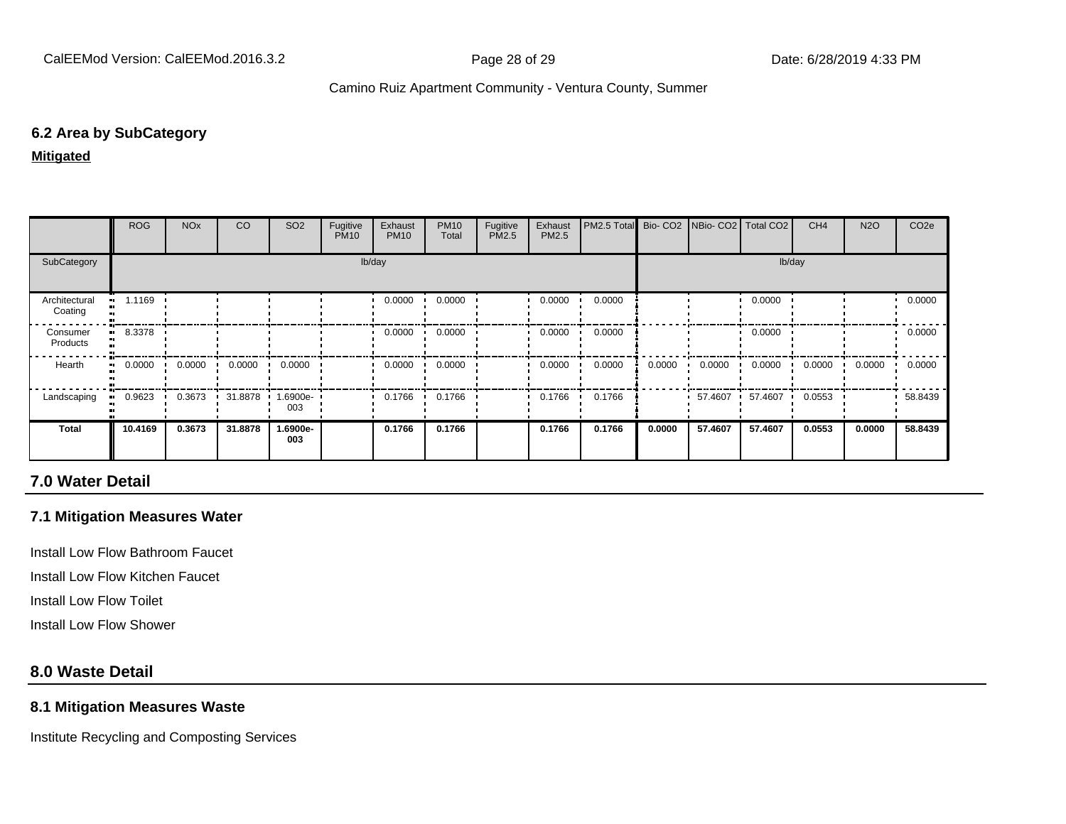### 6.2 Area by SubCategory

**Mitigated**

| | ROG | NOx | CO | SO2 | Fugitive PM10 | Exhaust PM10 | PM10 Total | Fugitive PM2.5 | Exhaust PM2.5 | PM2.5 Total | Bio- CO2 | NBio- CO2 | Total CO2 | CH4 | N2O | CO2e |
|---|---|---|---|---|---|---|---|---|---|---|---|---|---|---|---|---|
| SubCategory | lb/day | | | | | | | | | | lb/day | | | | | |
| Architectural Coating | 1.1169 | | | | | 0.0000 | 0.0000 | | 0.0000 | 0.0000 | | | 0.0000 | | | 0.0000 |
| Consumer Products | 8.3378 | | | | | 0.0000 | 0.0000 | | 0.0000 | 0.0000 | | | 0.0000 | | | 0.0000 |
| Hearth | 0.0000 | 0.0000 | 0.0000 | 0.0000 | | 0.0000 | 0.0000 | | 0.0000 | 0.0000 | 0.0000 | 0.0000 | 0.0000 | 0.0000 | 0.0000 | 0.0000 |
| Landscaping | 0.9623 | 0.3673 | 31.8878 | 1.6900e-003 | | 0.1766 | 0.1766 | | 0.1766 | 0.1766 | | 57.4607 | 57.4607 | 0.0553 | | 58.8439 |
| **Total** | **10.4169** | **0.3673** | **31.8878** | **1.6900e-003** | | **0.1766** | **0.1766** | | **0.1766** | **0.1766** | **0.0000** | **57.4607** | **57.4607** | **0.0553** | **0.0000** | **58.8439** |

## 7.0 Water Detail

### 7.1 Mitigation Measures Water

Install Low Flow Bathroom Faucet

Install Low Flow Kitchen Faucet

Install Low Flow Toilet

Install Low Flow Shower

## 8.0 Waste Detail

### 8.1 Mitigation Measures Waste

Institute Recycling and Composting Services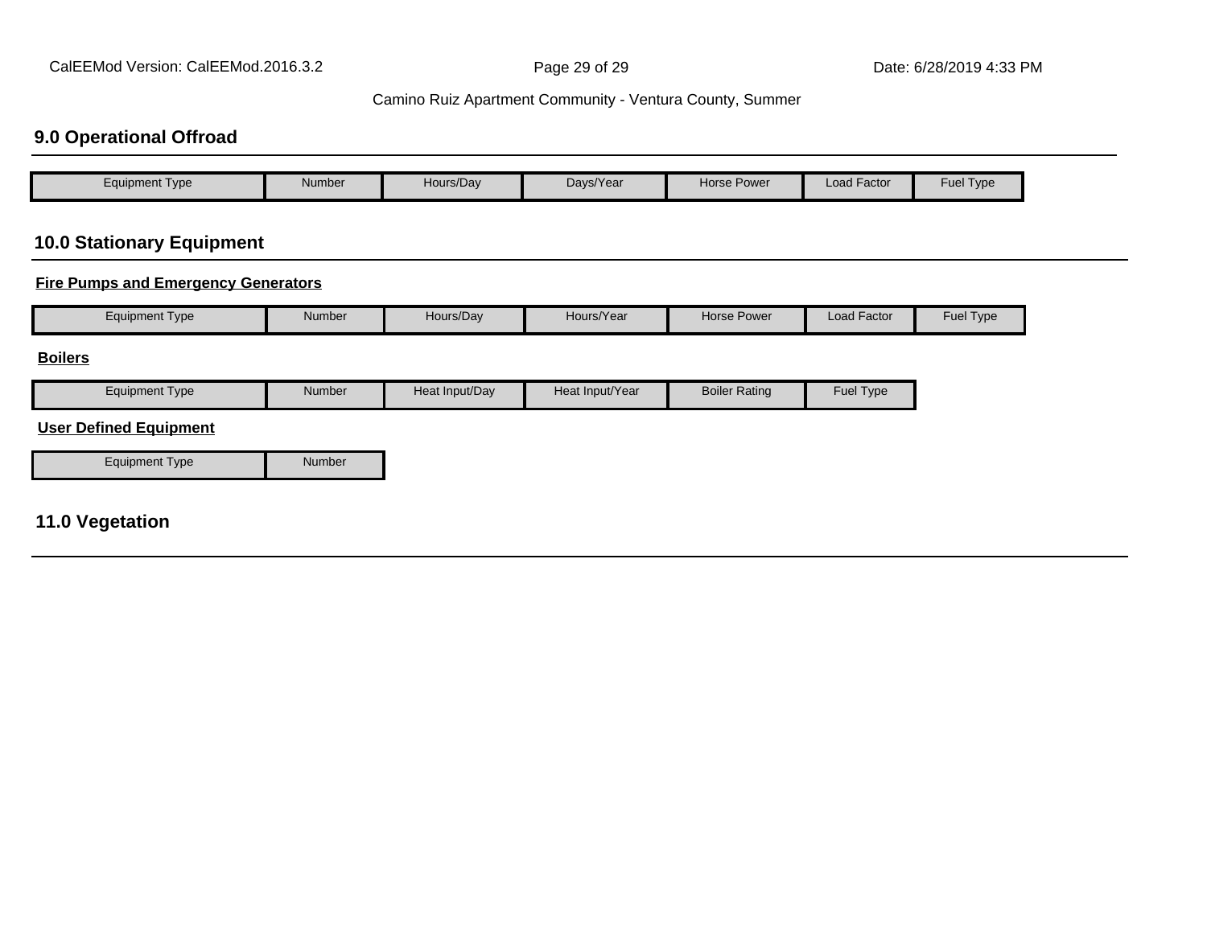## 9.0 Operational Offroad

| Equipment Type | Number | Hours/Day | Days/Year | Horse Power | Load Factor | Fuel Type |
|---|---|---|---|---|---|---|

## 10.0 Stationary Equipment

**Fire Pumps and Emergency Generators**

| Equipment Type | Number | Hours/Day | Hours/Year | Horse Power | Load Factor | Fuel Type |
|---|---|---|---|---|---|---|

**Boilers**

| Equipment Type | Number | Heat Input/Day | Heat Input/Year | Boiler Rating | Fuel Type |
|---|---|---|---|---|---|

**User Defined Equipment**

| Equipment Type | Number |
|---|---|

## 11.0 Vegetation